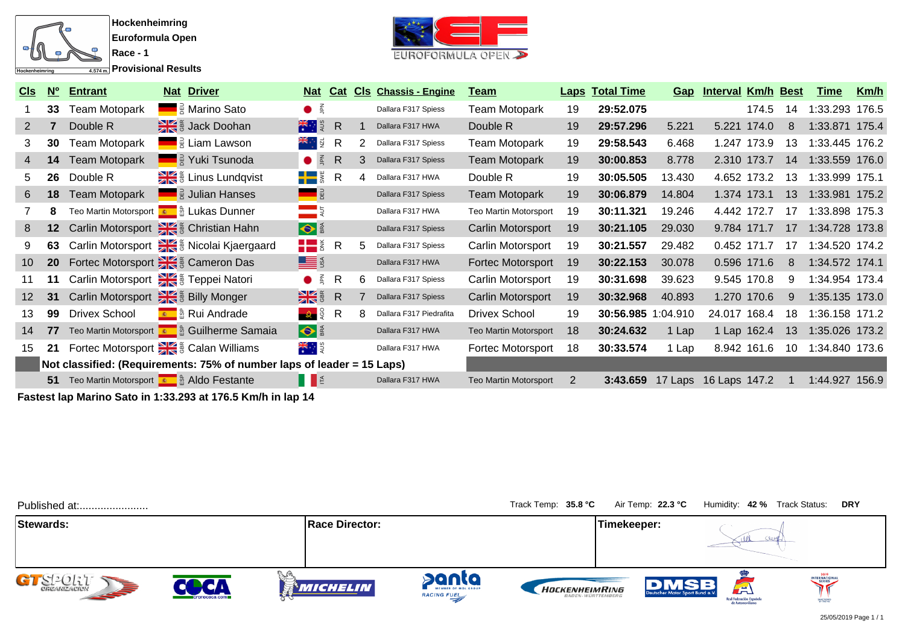**Hockenheimring**
**Euroformula Open**
**Race - 1**
**Provisional Results**

| Cls | Nº | Entrant | Nat | Driver | Nat | Cat | Cls | Chassis - Engine | Team | Laps | Total Time | Gap | Interval | Km/h | Best | Time | Km/h |
|---|---|---|---|---|---|---|---|---|---|---|---|---|---|---|---|---|---|
| 1 | 33 | Team Motopark | DEU | Marino Sato | JPN | | | Dallara F317 Spiess | Team Motopark | 19 | 29:52.075 | | | 174.5 | 14 | 1:33.293 | 176.5 |
| 2 | 7 | Double R | GBR | Jack Doohan | AUS | R | 1 | Dallara F317 HWA | Double R | 19 | 29:57.296 | 5.221 | 5.221 | 174.0 | 8 | 1:33.871 | 175.4 |
| 3 | 30 | Team Motopark | DEU | Liam Lawson | NZL | R | 2 | Dallara F317 Spiess | Team Motopark | 19 | 29:58.543 | 6.468 | 1.247 | 173.9 | 13 | 1:33.445 | 176.2 |
| 4 | 14 | Team Motopark | DEU | Yuki Tsunoda | JPN | R | 3 | Dallara F317 Spiess | Team Motopark | 19 | 30:00.853 | 8.778 | 2.310 | 173.7 | 14 | 1:33.559 | 176.0 |
| 5 | 26 | Double R | GBR | Linus Lundqvist | SWE | R | 4 | Dallara F317 HWA | Double R | 19 | 30:05.505 | 13.430 | 4.652 | 173.2 | 13 | 1:33.999 | 175.1 |
| 6 | 18 | Team Motopark | DEU | Julian Hanses | DEU | | | Dallara F317 Spiess | Team Motopark | 19 | 30:06.879 | 14.804 | 1.374 | 173.1 | 13 | 1:33.981 | 175.2 |
| 7 | 8 | Teo Martin Motorsport | ESP | Lukas Dunner | AUT | | | Dallara F317 HWA | Teo Martin Motorsport | 19 | 30:11.321 | 19.246 | 4.442 | 172.7 | 17 | 1:33.898 | 175.3 |
| 8 | 12 | Carlin Motorsport | GBR | Christian Hahn | BRA | | | Dallara F317 Spiess | Carlin Motorsport | 19 | 30:21.105 | 29.030 | 9.784 | 171.7 | 17 | 1:34.728 | 173.8 |
| 9 | 63 | Carlin Motorsport | GBR | Nicolai Kjaergaard | DNK | R | 5 | Dallara F317 Spiess | Carlin Motorsport | 19 | 30:21.557 | 29.482 | 0.452 | 171.7 | 17 | 1:34.520 | 174.2 |
| 10 | 20 | Fortec Motorsport | GBR | Cameron Das | USA | | | Dallara F317 HWA | Fortec Motorsport | 19 | 30:22.153 | 30.078 | 0.596 | 171.6 | 8 | 1:34.572 | 174.1 |
| 11 | 11 | Carlin Motorsport | GBR | Teppei Natori | JPN | R | 6 | Dallara F317 Spiess | Carlin Motorsport | 19 | 30:31.698 | 39.623 | 9.545 | 170.8 | 9 | 1:34.954 | 173.4 |
| 12 | 31 | Carlin Motorsport | GBR | Billy Monger | GBR | R | 7 | Dallara F317 Spiess | Carlin Motorsport | 19 | 30:32.968 | 40.893 | 1.270 | 170.6 | 9 | 1:35.135 | 173.0 |
| 13 | 99 | Drivex School | ESP | Rui Andrade | AGO | R | 8 | Dallara F317 Piedrafita | Drivex School | 19 | 30:56.985 | 1:04.910 | 24.017 | 168.4 | 18 | 1:36.158 | 171.2 |
| 14 | 77 | Teo Martin Motorsport | ESP | Guilherme Samaia | BRA | | | Dallara F317 HWA | Teo Martin Motorsport | 18 | 30:24.632 | 1 Lap | 1 Lap | 162.4 | 13 | 1:35.026 | 173.2 |
| 15 | 21 | Fortec Motorsport | GBR | Calan Williams | AUS | | | Dallara F317 HWA | Fortec Motorsport | 18 | 30:33.574 | 1 Lap | 8.942 | 161.6 | 10 | 1:34.840 | 173.6 |
| | **Not classified: (Requirements: 75% of number laps of leader = 15 Laps)** | | | | | | | | | | | | | | | | |
| | 51 | Teo Martin Motorsport | ESP | Aldo Festante | ITA | | | Dallara F317 HWA | Teo Martin Motorsport | 2 | 3:43.659 | 17 Laps | 16 Laps | 147.2 | 1 | 1:44.927 | 156.9 |

**Fastest lap Marino Sato in 1:33.293 at 176.5 Km/h in lap 14**

Published at:.......................

Track Temp: **35.8 °C** Air Temp: **22.3 °C** Humidity: **42 %** Track Status: **DRY**

| Stewards: | Race Director: | Timekeeper: |
|---|---|---|
| | | |

25/05/2019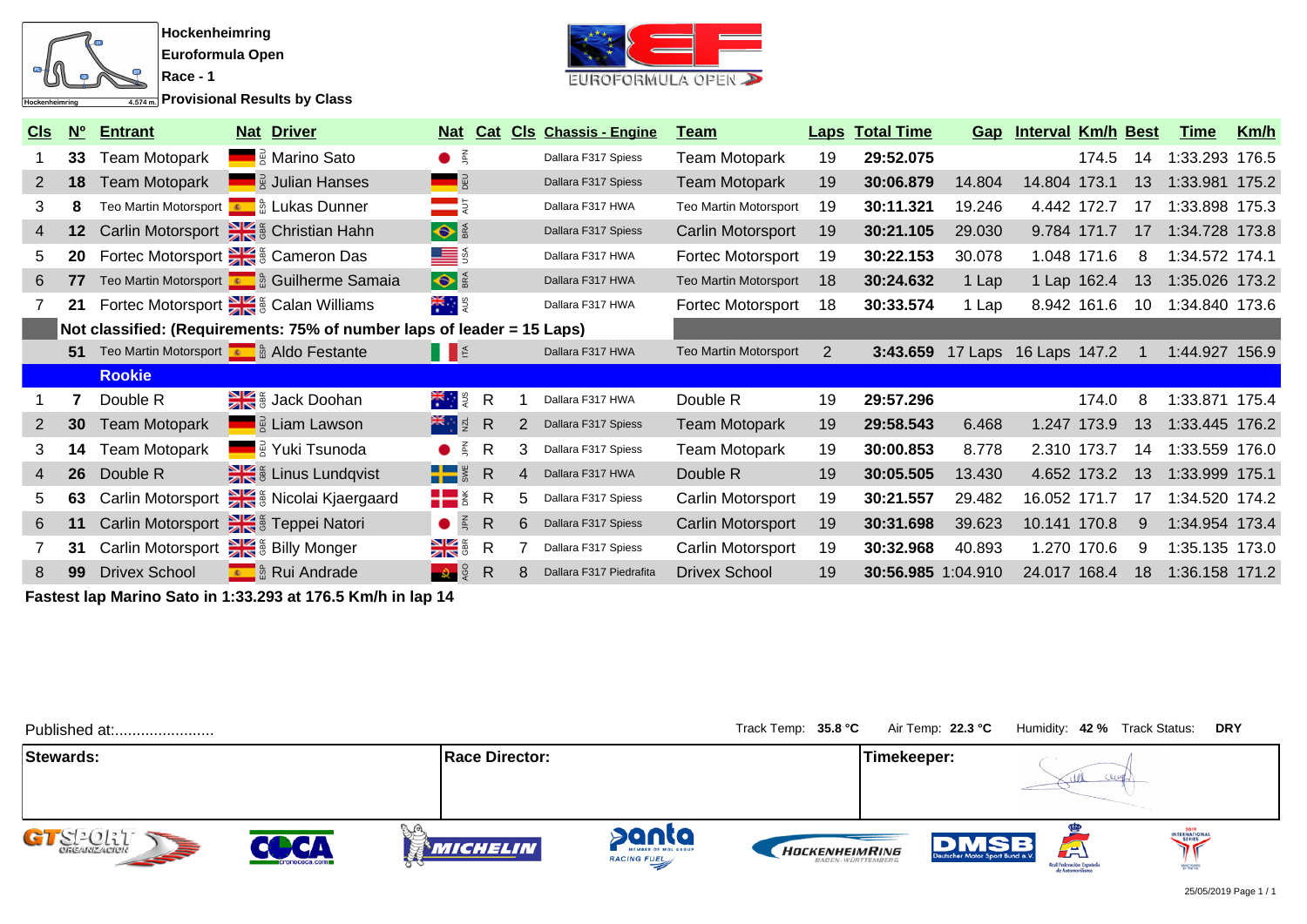Hockenheimring
Euroformula Open
Race - 1
**Provisional Results by Class**

| Cls | Nº | Entrant | Nat | Driver | Nat | Cat | Cls | Chassis - Engine | Team | Laps | Total Time | Gap | Interval | Km/h | Best | Time | Km/h |
|---|---|---|---|---|---|---|---|---|---|---|---|---|---|---|---|---|---|
| 1 | 33 | Team Motopark | DEU | Marino Sato | JPN | | | Dallara F317 Spiess | Team Motopark | 19 | 29:52.075 | | | 174.5 | 14 | 1:33.293 | 176.5 |
| 2 | 18 | Team Motopark | DEU | Julian Hanses | DEU | | | Dallara F317 Spiess | Team Motopark | 19 | 30:06.879 | 14.804 | 14.804 | 173.1 | 13 | 1:33.981 | 175.2 |
| 3 | 8 | Teo Martin Motorsport | ESP | Lukas Dunner | AUT | | | Dallara F317 HWA | Teo Martin Motorsport | 19 | 30:11.321 | 19.246 | 4.442 | 172.7 | 17 | 1:33.898 | 175.3 |
| 4 | 12 | Carlin Motorsport | GBR | Christian Hahn | BRA | | | Dallara F317 Spiess | Carlin Motorsport | 19 | 30:21.105 | 29.030 | 9.784 | 171.7 | 17 | 1:34.728 | 173.8 |
| 5 | 20 | Fortec Motorsport | GBR | Cameron Das | USA | | | Dallara F317 HWA | Fortec Motorsport | 19 | 30:22.153 | 30.078 | 1.048 | 171.6 | 8 | 1:34.572 | 174.1 |
| 6 | 77 | Teo Martin Motorsport | ESP | Guilherme Samaia | BRA | | | Dallara F317 HWA | Teo Martin Motorsport | 18 | 30:24.632 | 1 Lap | 1 Lap | 162.4 | 13 | 1:35.026 | 173.2 |
| 7 | 21 | Fortec Motorsport | GBR | Calan Williams | AUS | | | Dallara F317 HWA | Fortec Motorsport | 18 | 30:33.574 | 1 Lap | 8.942 | 161.6 | 10 | 1:34.840 | 173.6 |
| | | **Not classified: (Requirements: 75% of number laps of leader = 15 Laps)** | | | | | | | | | | | | | | | |
| | 51 | Teo Martin Motorsport | ESP | Aldo Festante | ITA | | | Dallara F317 HWA | Teo Martin Motorsport | 2 | 3:43.659 | 17 Laps | 16 Laps | 147.2 | 1 | 1:44.927 | 156.9 |
| | | **Rookie** | | | | | | | | | | | | | | | |
| 1 | 7 | Double R | GBR | Jack Doohan | AUS | R | 1 | Dallara F317 HWA | Double R | 19 | 29:57.296 | | | 174.0 | 8 | 1:33.871 | 175.4 |
| 2 | 30 | Team Motopark | DEU | Liam Lawson | NZL | R | 2 | Dallara F317 Spiess | Team Motopark | 19 | 29:58.543 | 6.468 | 1.247 | 173.9 | 13 | 1:33.445 | 176.2 |
| 3 | 14 | Team Motopark | DEU | Yuki Tsunoda | JPN | R | 3 | Dallara F317 Spiess | Team Motopark | 19 | 30:00.853 | 8.778 | 2.310 | 173.7 | 14 | 1:33.559 | 176.0 |
| 4 | 26 | Double R | GBR | Linus Lundqvist | SWE | R | 4 | Dallara F317 HWA | Double R | 19 | 30:05.505 | 13.430 | 4.652 | 173.2 | 13 | 1:33.999 | 175.1 |
| 5 | 63 | Carlin Motorsport | GBR | Nicolai Kjaergaard | DNK | R | 5 | Dallara F317 Spiess | Carlin Motorsport | 19 | 30:21.557 | 29.482 | 16.052 | 171.7 | 17 | 1:34.520 | 174.2 |
| 6 | 11 | Carlin Motorsport | GBR | Teppei Natori | JPN | R | 6 | Dallara F317 Spiess | Carlin Motorsport | 19 | 30:31.698 | 39.623 | 10.141 | 170.8 | 9 | 1:34.954 | 173.4 |
| 7 | 31 | Carlin Motorsport | GBR | Billy Monger | GBR | R | 7 | Dallara F317 Spiess | Carlin Motorsport | 19 | 30:32.968 | 40.893 | 1.270 | 170.6 | 9 | 1:35.135 | 173.0 |
| 8 | 99 | Drivex School | ESP | Rui Andrade | AGO | R | 8 | Dallara F317 Piedrafita | Drivex School | 19 | 30:56.985 | 1:04.910 | 24.017 | 168.4 | 18 | 1:36.158 | 171.2 |

**Fastest lap Marino Sato in 1:33.293 at 176.5 Km/h in lap 14**

Published at:.......................

Track Temp: **35.8 °C** Air Temp: **22.3 °C** Humidity: **42 %** Track Status: **DRY**

| Stewards: | Race Director: | Timekeeper: |
|---|---|---|
| | | |

25/05/2019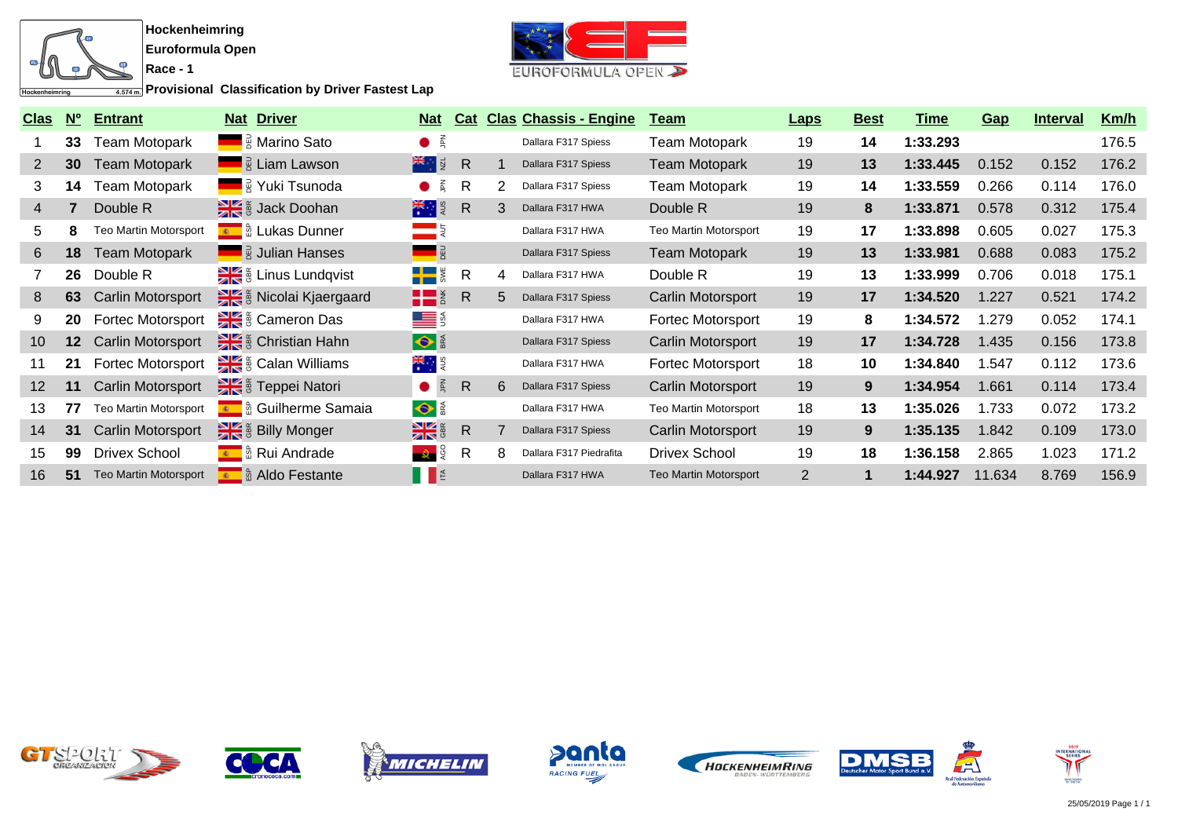**Hockenheimring**

**Euroformula Open**

**Race - 1**

**Provisional Classification by Driver Fastest Lap**

| Clas | Nº | Entrant | Nat | Driver | Nat | Cat | Clas | Chassis - Engine | Team | Laps | Best | Time | Gap | Interval | Km/h |
|---|---|---|---|---|---|---|---|---|---|---|---|---|---|---|---|
| 1 | 33 | Team Motopark | DEU | Marino Sato | JPN | | | Dallara F317 Spiess | Team Motopark | 19 | 14 | 1:33.293 | | | 176.5 |
| 2 | 30 | Team Motopark | DEU | Liam Lawson | NZL | R | 1 | Dallara F317 Spiess | Team Motopark | 19 | 13 | 1:33.445 | 0.152 | 0.152 | 176.2 |
| 3 | 14 | Team Motopark | DEU | Yuki Tsunoda | JPN | R | 2 | Dallara F317 Spiess | Team Motopark | 19 | 14 | 1:33.559 | 0.266 | 0.114 | 176.0 |
| 4 | 7 | Double R | GBR | Jack Doohan | AUS | R | 3 | Dallara F317 HWA | Double R | 19 | 8 | 1:33.871 | 0.578 | 0.312 | 175.4 |
| 5 | 8 | Teo Martin Motorsport | ESP | Lukas Dunner | AUT | | | Dallara F317 HWA | Teo Martin Motorsport | 19 | 17 | 1:33.898 | 0.605 | 0.027 | 175.3 |
| 6 | 18 | Team Motopark | DEU | Julian Hanses | DEU | | | Dallara F317 Spiess | Team Motopark | 19 | 13 | 1:33.981 | 0.688 | 0.083 | 175.2 |
| 7 | 26 | Double R | GBR | Linus Lundqvist | SWE | R | 4 | Dallara F317 HWA | Double R | 19 | 13 | 1:33.999 | 0.706 | 0.018 | 175.1 |
| 8 | 63 | Carlin Motorsport | GBR | Nicolai Kjaergaard | DNK | R | 5 | Dallara F317 Spiess | Carlin Motorsport | 19 | 17 | 1:34.520 | 1.227 | 0.521 | 174.2 |
| 9 | 20 | Fortec Motorsport | GBR | Cameron Das | USA | | | Dallara F317 HWA | Fortec Motorsport | 19 | 8 | 1:34.572 | 1.279 | 0.052 | 174.1 |
| 10 | 12 | Carlin Motorsport | GBR | Christian Hahn | BRA | | | Dallara F317 Spiess | Carlin Motorsport | 19 | 17 | 1:34.728 | 1.435 | 0.156 | 173.8 |
| 11 | 21 | Fortec Motorsport | GBR | Calan Williams | AUS | | | Dallara F317 HWA | Fortec Motorsport | 18 | 10 | 1:34.840 | 1.547 | 0.112 | 173.6 |
| 12 | 11 | Carlin Motorsport | GBR | Teppei Natori | JPN | R | 6 | Dallara F317 Spiess | Carlin Motorsport | 19 | 9 | 1:34.954 | 1.661 | 0.114 | 173.4 |
| 13 | 77 | Teo Martin Motorsport | ESP | Guilherme Samaia | BRA | | | Dallara F317 HWA | Teo Martin Motorsport | 18 | 13 | 1:35.026 | 1.733 | 0.072 | 173.2 |
| 14 | 31 | Carlin Motorsport | GBR | Billy Monger | GBR | R | 7 | Dallara F317 Spiess | Carlin Motorsport | 19 | 9 | 1:35.135 | 1.842 | 0.109 | 173.0 |
| 15 | 99 | Drivex School | ESP | Rui Andrade | AGO | R | 8 | Dallara F317 Piedrafita | Drivex School | 19 | 18 | 1:36.158 | 2.865 | 1.023 | 171.2 |
| 16 | 51 | Teo Martin Motorsport | ESP | Aldo Festante | ITA | | | Dallara F317 HWA | Teo Martin Motorsport | 2 | 1 | 1:44.927 | 11.634 | 8.769 | 156.9 |

25/05/2019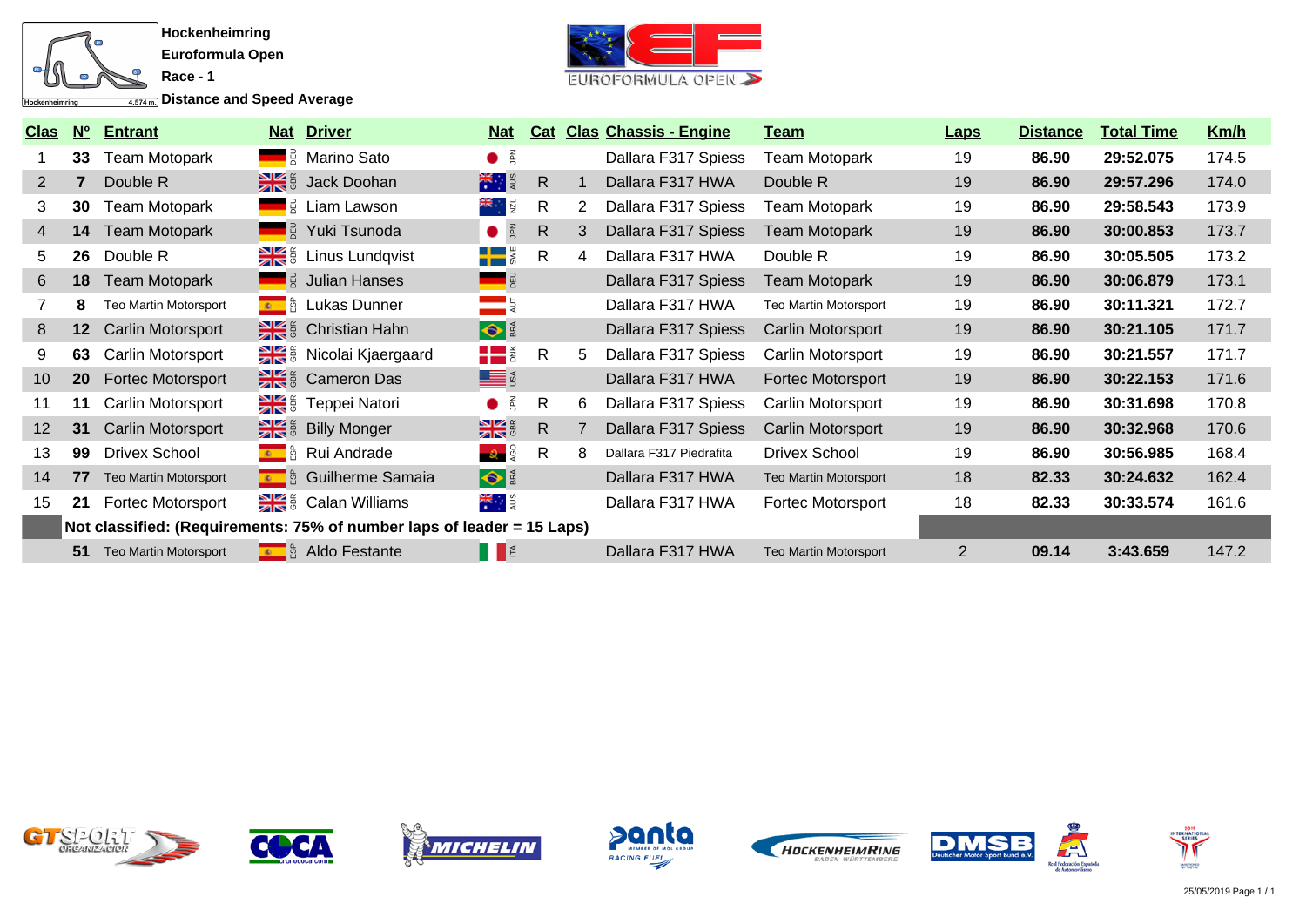**Hockenheimring**

**Euroformula Open**

**Race - 1**

**Distance and Speed Average**

| Clas | Nº | Entrant | Nat | Driver | Nat | Cat | Clas | Chassis - Engine | Team | Laps | Distance | Total Time | Km/h |
|---|---|---|---|---|---|---|---|---|---|---|---|---|---|
| 1 | **33** | Team Motopark | DEU | Marino Sato | JPN | | | Dallara F317 Spiess | Team Motopark | 19 | **86.90** | **29:52.075** | 174.5 |
| 2 | **7** | Double R | GBR | Jack Doohan | AUS | R | 1 | Dallara F317 HWA | Double R | 19 | **86.90** | **29:57.296** | 174.0 |
| 3 | **30** | Team Motopark | DEU | Liam Lawson | NZL | R | 2 | Dallara F317 Spiess | Team Motopark | 19 | **86.90** | **29:58.543** | 173.9 |
| 4 | **14** | Team Motopark | DEU | Yuki Tsunoda | JPN | R | 3 | Dallara F317 Spiess | Team Motopark | 19 | **86.90** | **30:00.853** | 173.7 |
| 5 | **26** | Double R | GBR | Linus Lundqvist | SWE | R | 4 | Dallara F317 HWA | Double R | 19 | **86.90** | **30:05.505** | 173.2 |
| 6 | **18** | Team Motopark | DEU | Julian Hanses | DEU | | | Dallara F317 Spiess | Team Motopark | 19 | **86.90** | **30:06.879** | 173.1 |
| 7 | **8** | Teo Martin Motorsport | ESP | Lukas Dunner | AUT | | | Dallara F317 HWA | Teo Martin Motorsport | 19 | **86.90** | **30:11.321** | 172.7 |
| 8 | **12** | Carlin Motorsport | GBR | Christian Hahn | BRA | | | Dallara F317 Spiess | Carlin Motorsport | 19 | **86.90** | **30:21.105** | 171.7 |
| 9 | **63** | Carlin Motorsport | GBR | Nicolai Kjaergaard | DNK | R | 5 | Dallara F317 Spiess | Carlin Motorsport | 19 | **86.90** | **30:21.557** | 171.7 |
| 10 | **20** | Fortec Motorsport | GBR | Cameron Das | USA | | | Dallara F317 HWA | Fortec Motorsport | 19 | **86.90** | **30:22.153** | 171.6 |
| 11 | **11** | Carlin Motorsport | GBR | Teppei Natori | JPN | R | 6 | Dallara F317 Spiess | Carlin Motorsport | 19 | **86.90** | **30:31.698** | 170.8 |
| 12 | **31** | Carlin Motorsport | GBR | Billy Monger | GBR | R | 7 | Dallara F317 Spiess | Carlin Motorsport | 19 | **86.90** | **30:32.968** | 170.6 |
| 13 | **99** | Drivex School | ESP | Rui Andrade | AGO | R | 8 | Dallara F317 Piedrafita | Drivex School | 19 | **86.90** | **30:56.985** | 168.4 |
| 14 | **77** | Teo Martin Motorsport | ESP | Guilherme Samaia | BRA | | | Dallara F317 HWA | Teo Martin Motorsport | 18 | **82.33** | **30:24.632** | 162.4 |
| 15 | **21** | Fortec Motorsport | GBR | Calan Williams | AUS | | | Dallara F317 HWA | Fortec Motorsport | 18 | **82.33** | **30:33.574** | 161.6 |
| | **Not classified: (Requirements: 75% of number laps of leader = 15 Laps)** | | | | | | | | | | | | |
| | **51** | Teo Martin Motorsport | ESP | Aldo Festante | ITA | | | Dallara F317 HWA | Teo Martin Motorsport | 2 | **09.14** | **3:43.659** | 147.2 |

25/05/2019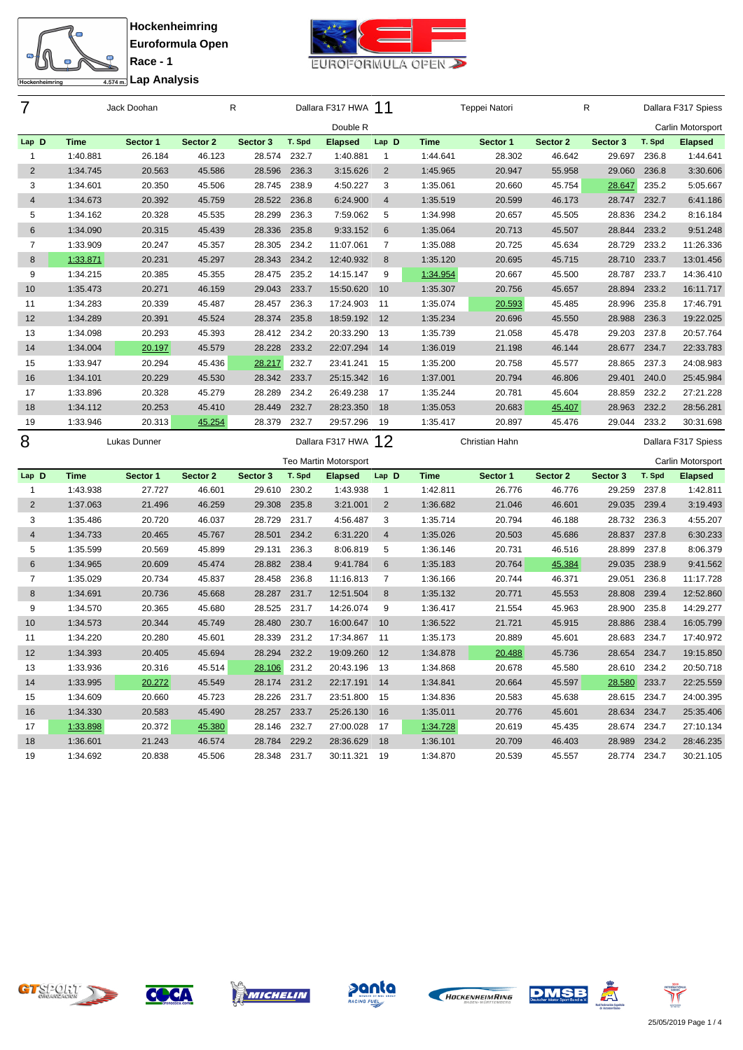**Hockenheimring**
**Euroformula Open**
**Race - 1**
**Lap Analysis**

## 7 Jack Doohan — R — Dallara F317 HWA — Double R

| Lap | D | Time | Sector 1 | Sector 2 | Sector 3 | T. Spd | Elapsed |
|---|---|---|---|---|---|---|---|
| 1 | | 1:40.881 | 26.184 | 46.123 | 28.574 | 232.7 | 1:40.881 |
| 2 | | 1:34.745 | 20.563 | 45.586 | 28.596 | 236.3 | 3:15.626 |
| 3 | | 1:34.601 | 20.350 | 45.506 | 28.745 | 238.9 | 4:50.227 |
| 4 | | 1:34.673 | 20.392 | 45.759 | 28.522 | 236.8 | 6:24.900 |
| 5 | | 1:34.162 | 20.328 | 45.535 | 28.299 | 236.3 | 7:59.062 |
| 6 | | 1:34.090 | 20.315 | 45.439 | 28.336 | 235.8 | 9:33.152 |
| 7 | | 1:33.909 | 20.247 | 45.357 | 28.305 | 234.2 | 11:07.061 |
| 8 | | 1:33.871 | 20.231 | 45.297 | 28.343 | 234.2 | 12:40.932 |
| 9 | | 1:34.215 | 20.385 | 45.355 | 28.475 | 235.2 | 14:15.147 |
| 10 | | 1:35.473 | 20.271 | 46.159 | 29.043 | 233.7 | 15:50.620 |
| 11 | | 1:34.283 | 20.339 | 45.487 | 28.457 | 236.3 | 17:24.903 |
| 12 | | 1:34.289 | 20.391 | 45.524 | 28.374 | 235.8 | 18:59.192 |
| 13 | | 1:34.098 | 20.293 | 45.393 | 28.412 | 234.2 | 20:33.290 |
| 14 | | 1:34.004 | 20.197 | 45.579 | 28.228 | 233.2 | 22:07.294 |
| 15 | | 1:33.947 | 20.294 | 45.436 | 28.217 | 232.7 | 23:41.241 |
| 16 | | 1:34.101 | 20.229 | 45.530 | 28.342 | 233.7 | 25:15.342 |
| 17 | | 1:33.896 | 20.328 | 45.279 | 28.289 | 234.2 | 26:49.238 |
| 18 | | 1:34.112 | 20.253 | 45.410 | 28.449 | 232.7 | 28:23.350 |
| 19 | | 1:33.946 | 20.313 | 45.254 | 28.379 | 232.7 | 29:57.296 |

## 11 Teppei Natori — R — Dallara F317 Spiess — Carlin Motorsport

| Lap | D | Time | Sector 1 | Sector 2 | Sector 3 | T. Spd | Elapsed |
|---|---|---|---|---|---|---|---|
| 1 | | 1:44.641 | 28.302 | 46.642 | 29.697 | 236.8 | 1:44.641 |
| 2 | | 1:45.965 | 20.947 | 55.958 | 29.060 | 236.8 | 3:30.606 |
| 3 | | 1:35.061 | 20.660 | 45.754 | 28.647 | 235.2 | 5:05.667 |
| 4 | | 1:35.519 | 20.599 | 46.173 | 28.747 | 232.7 | 6:41.186 |
| 5 | | 1:34.998 | 20.657 | 45.505 | 28.836 | 234.2 | 8:16.184 |
| 6 | | 1:35.064 | 20.713 | 45.507 | 28.844 | 233.2 | 9:51.248 |
| 7 | | 1:35.088 | 20.725 | 45.634 | 28.729 | 233.2 | 11:26.336 |
| 8 | | 1:35.120 | 20.695 | 45.715 | 28.710 | 233.7 | 13:01.456 |
| 9 | | 1:34.954 | 20.667 | 45.500 | 28.787 | 233.7 | 14:36.410 |
| 10 | | 1:35.307 | 20.756 | 45.657 | 28.894 | 233.2 | 16:11.717 |
| 11 | | 1:35.074 | 20.593 | 45.485 | 28.996 | 235.8 | 17:46.791 |
| 12 | | 1:35.234 | 20.696 | 45.550 | 28.988 | 236.3 | 19:22.025 |
| 13 | | 1:35.739 | 21.058 | 45.478 | 29.203 | 237.8 | 20:57.764 |
| 14 | | 1:36.019 | 21.198 | 46.144 | 28.677 | 234.7 | 22:33.783 |
| 15 | | 1:35.200 | 20.758 | 45.577 | 28.865 | 237.3 | 24:08.983 |
| 16 | | 1:37.001 | 20.794 | 46.806 | 29.401 | 240.0 | 25:45.984 |
| 17 | | 1:35.244 | 20.781 | 45.604 | 28.859 | 232.2 | 27:21.228 |
| 18 | | 1:35.053 | 20.683 | 45.407 | 28.963 | 232.2 | 28:56.281 |
| 19 | | 1:35.417 | 20.897 | 45.476 | 29.044 | 233.2 | 30:31.698 |

## 8 Lukas Dunner — Dallara F317 HWA — Teo Martin Motorsport

| Lap | D | Time | Sector 1 | Sector 2 | Sector 3 | T. Spd | Elapsed |
|---|---|---|---|---|---|---|---|
| 1 | | 1:43.938 | 27.727 | 46.601 | 29.610 | 230.2 | 1:43.938 |
| 2 | | 1:37.063 | 21.496 | 46.259 | 29.308 | 235.8 | 3:21.001 |
| 3 | | 1:35.486 | 20.720 | 46.037 | 28.729 | 231.7 | 4:56.487 |
| 4 | | 1:34.733 | 20.465 | 45.767 | 28.501 | 234.2 | 6:31.220 |
| 5 | | 1:35.599 | 20.569 | 45.899 | 29.131 | 236.3 | 8:06.819 |
| 6 | | 1:34.965 | 20.609 | 45.474 | 28.882 | 238.4 | 9:41.784 |
| 7 | | 1:35.029 | 20.734 | 45.837 | 28.458 | 236.8 | 11:16.813 |
| 8 | | 1:34.691 | 20.736 | 45.668 | 28.287 | 231.7 | 12:51.504 |
| 9 | | 1:34.570 | 20.365 | 45.680 | 28.525 | 231.7 | 14:26.074 |
| 10 | | 1:34.573 | 20.344 | 45.749 | 28.480 | 230.7 | 16:00.647 |
| 11 | | 1:34.220 | 20.280 | 45.601 | 28.339 | 231.2 | 17:34.867 |
| 12 | | 1:34.393 | 20.405 | 45.694 | 28.294 | 232.2 | 19:09.260 |
| 13 | | 1:33.936 | 20.316 | 45.514 | 28.106 | 231.2 | 20:43.196 |
| 14 | | 1:33.995 | 20.272 | 45.549 | 28.174 | 231.2 | 22:17.191 |
| 15 | | 1:34.609 | 20.660 | 45.723 | 28.226 | 231.7 | 23:51.800 |
| 16 | | 1:34.330 | 20.583 | 45.490 | 28.257 | 233.7 | 25:26.130 |
| 17 | | 1:33.898 | 20.372 | 45.380 | 28.146 | 232.7 | 27:00.028 |
| 18 | | 1:36.601 | 21.243 | 46.574 | 28.784 | 229.2 | 28:36.629 |
| 19 | | 1:34.692 | 20.838 | 45.506 | 28.348 | 231.7 | 30:11.321 |

## 12 Christian Hahn — Dallara F317 Spiess — Carlin Motorsport

| Lap | D | Time | Sector 1 | Sector 2 | Sector 3 | T. Spd | Elapsed |
|---|---|---|---|---|---|---|---|
| 1 | | 1:42.811 | 26.776 | 46.776 | 29.259 | 237.8 | 1:42.811 |
| 2 | | 1:36.682 | 21.046 | 46.601 | 29.035 | 239.4 | 3:19.493 |
| 3 | | 1:35.714 | 20.794 | 46.188 | 28.732 | 236.3 | 4:55.207 |
| 4 | | 1:35.026 | 20.503 | 45.686 | 28.837 | 237.8 | 6:30.233 |
| 5 | | 1:36.146 | 20.731 | 46.516 | 28.899 | 237.8 | 8:06.379 |
| 6 | | 1:35.183 | 20.764 | 45.384 | 29.035 | 238.9 | 9:41.562 |
| 7 | | 1:36.166 | 20.744 | 46.371 | 29.051 | 236.8 | 11:17.728 |
| 8 | | 1:35.132 | 20.771 | 45.553 | 28.808 | 239.4 | 12:52.860 |
| 9 | | 1:36.417 | 21.554 | 45.963 | 28.900 | 235.8 | 14:29.277 |
| 10 | | 1:36.522 | 21.721 | 45.915 | 28.886 | 238.4 | 16:05.799 |
| 11 | | 1:35.173 | 20.889 | 45.601 | 28.683 | 234.7 | 17:40.972 |
| 12 | | 1:34.878 | 20.488 | 45.736 | 28.654 | 234.7 | 19:15.850 |
| 13 | | 1:34.868 | 20.678 | 45.580 | 28.610 | 234.2 | 20:50.718 |
| 14 | | 1:34.841 | 20.664 | 45.597 | 28.580 | 233.7 | 22:25.559 |
| 15 | | 1:34.836 | 20.583 | 45.638 | 28.615 | 234.7 | 24:00.395 |
| 16 | | 1:35.011 | 20.776 | 45.601 | 28.634 | 234.7 | 25:35.406 |
| 17 | | 1:34.728 | 20.619 | 45.435 | 28.674 | 234.7 | 27:10.134 |
| 18 | | 1:36.101 | 20.709 | 46.403 | 28.989 | 234.2 | 28:46.235 |
| 19 | | 1:34.870 | 20.539 | 45.557 | 28.774 | 234.7 | 30:21.105 |

25/05/2019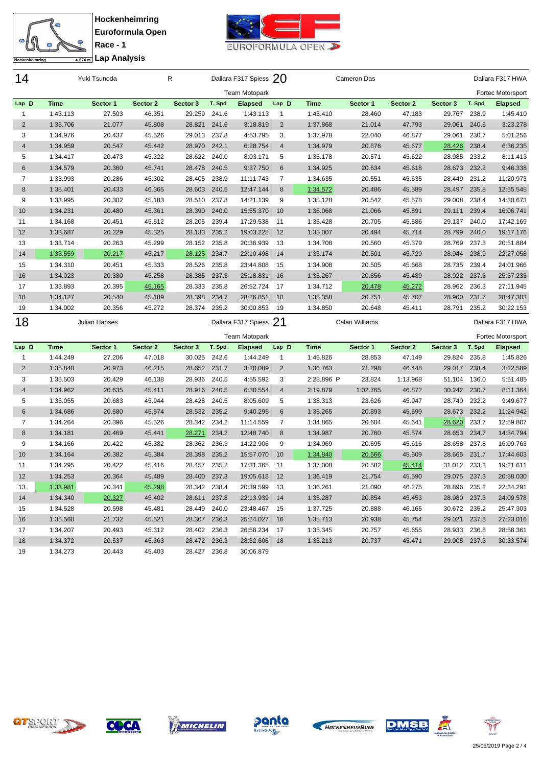**Hockenheimring**
**Euroformula Open**
**Race - 1**
**Lap Analysis**

Hockenheimring 4.574 m.

## 14 Yuki Tsunoda R — Dallara F317 Spiess — Team Motopark

| Lap | D | Time | Sector 1 | Sector 2 | Sector 3 | T. Spd | Elapsed |
|---|---|---|---|---|---|---|---|
| 1 | | 1:43.113 | 27.503 | 46.351 | 29.259 | 241.6 | 1:43.113 |
| 2 | | 1:35.706 | 21.077 | 45.808 | 28.821 | 241.6 | 3:18.819 |
| 3 | | 1:34.976 | 20.437 | 45.526 | 29.013 | 237.8 | 4:53.795 |
| 4 | | 1:34.959 | 20.547 | 45.442 | 28.970 | 242.1 | 6:28.754 |
| 5 | | 1:34.417 | 20.473 | 45.322 | 28.622 | 240.0 | 8:03.171 |
| 6 | | 1:34.579 | 20.360 | 45.741 | 28.478 | 240.5 | 9:37.750 |
| 7 | | 1:33.993 | 20.286 | 45.302 | 28.405 | 238.9 | 11:11.743 |
| 8 | | 1:35.401 | 20.433 | 46.365 | 28.603 | 240.5 | 12:47.144 |
| 9 | | 1:33.995 | 20.302 | 45.183 | 28.510 | 237.8 | 14:21.139 |
| 10 | | 1:34.231 | 20.480 | 45.361 | 28.390 | 240.0 | 15:55.370 |
| 11 | | 1:34.168 | 20.451 | 45.512 | 28.205 | 239.4 | 17:29.538 |
| 12 | | 1:33.687 | 20.229 | 45.325 | 28.133 | 235.2 | 19:03.225 |
| 13 | | 1:33.714 | 20.263 | 45.299 | 28.152 | 235.8 | 20:36.939 |
| 14 | | 1:33.559 | 20.217 | 45.217 | 28.125 | 234.7 | 22:10.498 |
| 15 | | 1:34.310 | 20.451 | 45.333 | 28.526 | 235.8 | 23:44.808 |
| 16 | | 1:34.023 | 20.380 | 45.258 | 28.385 | 237.3 | 25:18.831 |
| 17 | | 1:33.893 | 20.395 | 45.165 | 28.333 | 235.8 | 26:52.724 |
| 18 | | 1:34.127 | 20.540 | 45.189 | 28.398 | 234.7 | 28:26.851 |
| 19 | | 1:34.002 | 20.356 | 45.272 | 28.374 | 235.2 | 30:00.853 |

## 20 Cameron Das — Dallara F317 HWA — Fortec Motorsport

| Lap | D | Time | Sector 1 | Sector 2 | Sector 3 | T. Spd | Elapsed |
|---|---|---|---|---|---|---|---|
| 1 | | 1:45.410 | 28.460 | 47.183 | 29.767 | 238.9 | 1:45.410 |
| 2 | | 1:37.868 | 21.014 | 47.793 | 29.061 | 240.5 | 3:23.278 |
| 3 | | 1:37.978 | 22.040 | 46.877 | 29.061 | 230.7 | 5:01.256 |
| 4 | | 1:34.979 | 20.876 | 45.677 | 28.426 | 238.4 | 6:36.235 |
| 5 | | 1:35.178 | 20.571 | 45.622 | 28.985 | 233.2 | 8:11.413 |
| 6 | | 1:34.925 | 20.634 | 45.618 | 28.673 | 232.2 | 9:46.338 |
| 7 | | 1:34.635 | 20.551 | 45.635 | 28.449 | 231.2 | 11:20.973 |
| 8 | | 1:34.572 | 20.486 | 45.589 | 28.497 | 235.8 | 12:55.545 |
| 9 | | 1:35.128 | 20.542 | 45.578 | 29.008 | 238.4 | 14:30.673 |
| 10 | | 1:36.068 | 21.066 | 45.891 | 29.111 | 239.4 | 16:06.741 |
| 11 | | 1:35.428 | 20.705 | 45.586 | 29.137 | 240.0 | 17:42.169 |
| 12 | | 1:35.007 | 20.494 | 45.714 | 28.799 | 240.0 | 19:17.176 |
| 13 | | 1:34.708 | 20.560 | 45.379 | 28.769 | 237.3 | 20:51.884 |
| 14 | | 1:35.174 | 20.501 | 45.729 | 28.944 | 238.9 | 22:27.058 |
| 15 | | 1:34.908 | 20.505 | 45.668 | 28.735 | 239.4 | 24:01.966 |
| 16 | | 1:35.267 | 20.856 | 45.489 | 28.922 | 237.3 | 25:37.233 |
| 17 | | 1:34.712 | 20.478 | 45.272 | 28.962 | 236.3 | 27:11.945 |
| 18 | | 1:35.358 | 20.751 | 45.707 | 28.900 | 231.7 | 28:47.303 |
| 19 | | 1:34.850 | 20.648 | 45.411 | 28.791 | 235.2 | 30:22.153 |

## 18 Julian Hanses — Dallara F317 Spiess — Team Motopark

| Lap | D | Time | Sector 1 | Sector 2 | Sector 3 | T. Spd | Elapsed |
|---|---|---|---|---|---|---|---|
| 1 | | 1:44.249 | 27.206 | 47.018 | 30.025 | 242.6 | 1:44.249 |
| 2 | | 1:35.840 | 20.973 | 46.215 | 28.652 | 231.7 | 3:20.089 |
| 3 | | 1:35.503 | 20.429 | 46.138 | 28.936 | 240.5 | 4:55.592 |
| 4 | | 1:34.962 | 20.635 | 45.411 | 28.916 | 240.5 | 6:30.554 |
| 5 | | 1:35.055 | 20.683 | 45.944 | 28.428 | 240.5 | 8:05.609 |
| 6 | | 1:34.686 | 20.580 | 45.574 | 28.532 | 235.2 | 9:40.295 |
| 7 | | 1:34.264 | 20.396 | 45.526 | 28.342 | 234.2 | 11:14.559 |
| 8 | | 1:34.181 | 20.469 | 45.441 | 28.271 | 234.2 | 12:48.740 |
| 9 | | 1:34.166 | 20.422 | 45.382 | 28.362 | 236.3 | 14:22.906 |
| 10 | | 1:34.164 | 20.382 | 45.384 | 28.398 | 235.2 | 15:57.070 |
| 11 | | 1:34.295 | 20.422 | 45.416 | 28.457 | 235.2 | 17:31.365 |
| 12 | | 1:34.253 | 20.364 | 45.489 | 28.400 | 237.3 | 19:05.618 |
| 13 | | 1:33.981 | 20.341 | 45.298 | 28.342 | 238.4 | 20:39.599 |
| 14 | | 1:34.340 | 20.327 | 45.402 | 28.611 | 237.8 | 22:13.939 |
| 15 | | 1:34.528 | 20.598 | 45.481 | 28.449 | 240.0 | 23:48.467 |
| 16 | | 1:35.560 | 21.732 | 45.521 | 28.307 | 236.3 | 25:24.027 |
| 17 | | 1:34.207 | 20.493 | 45.312 | 28.402 | 236.3 | 26:58.234 |
| 18 | | 1:34.372 | 20.537 | 45.363 | 28.472 | 236.3 | 28:32.606 |
| 19 | | 1:34.273 | 20.443 | 45.403 | 28.427 | 236.8 | 30:06.879 |

## 21 Calan Williams — Dallara F317 HWA — Fortec Motorsport

| Lap | D | Time | Sector 1 | Sector 2 | Sector 3 | T. Spd | Elapsed |
|---|---|---|---|---|---|---|---|
| 1 | | 1:45.826 | 28.853 | 47.149 | 29.824 | 235.8 | 1:45.826 |
| 2 | | 1:36.763 | 21.298 | 46.448 | 29.017 | 238.4 | 3:22.589 |
| 3 | | 2:28.896 P | 23.824 | 1:13.968 | 51.104 | 136.0 | 5:51.485 |
| 4 | | 2:19.879 | 1:02.765 | 46.872 | 30.242 | 230.7 | 8:11.364 |
| 5 | | 1:38.313 | 23.626 | 45.947 | 28.740 | 232.2 | 9:49.677 |
| 6 | | 1:35.265 | 20.893 | 45.699 | 28.673 | 232.2 | 11:24.942 |
| 7 | | 1:34.865 | 20.604 | 45.641 | 28.620 | 233.7 | 12:59.807 |
| 8 | | 1:34.987 | 20.760 | 45.574 | 28.653 | 234.7 | 14:34.794 |
| 9 | | 1:34.969 | 20.695 | 45.616 | 28.658 | 237.8 | 16:09.763 |
| 10 | | 1:34.840 | 20.566 | 45.609 | 28.665 | 231.7 | 17:44.603 |
| 11 | | 1:37.008 | 20.582 | 45.414 | 31.012 | 233.2 | 19:21.611 |
| 12 | | 1:36.419 | 21.754 | 45.590 | 29.075 | 237.3 | 20:58.030 |
| 13 | | 1:36.261 | 21.090 | 46.275 | 28.896 | 235.2 | 22:34.291 |
| 14 | | 1:35.287 | 20.854 | 45.453 | 28.980 | 237.3 | 24:09.578 |
| 15 | | 1:37.725 | 20.888 | 46.165 | 30.672 | 235.2 | 25:47.303 |
| 16 | | 1:35.713 | 20.938 | 45.754 | 29.021 | 237.8 | 27:23.016 |
| 17 | | 1:35.345 | 20.757 | 45.655 | 28.933 | 236.8 | 28:58.361 |
| 18 | | 1:35.213 | 20.737 | 45.471 | 29.005 | 237.3 | 30:33.574 |

25/05/2019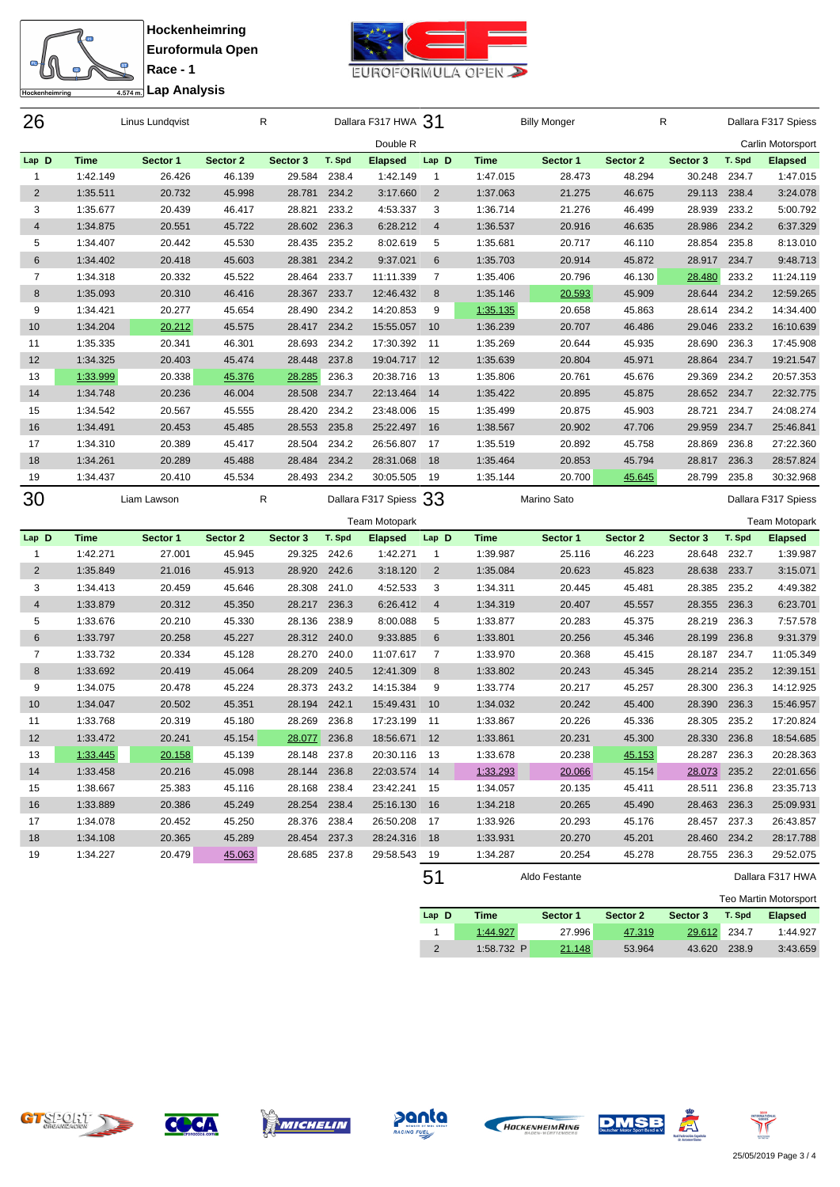**Hockenheimring**
**Euroformula Open**
**Race - 1**
**Lap Analysis**

Hockenheimring 4.574 m.

## 26 Linus Lundqvist R Dallara F317 HWA — Double R

| Lap | D | Time | Sector 1 | Sector 2 | Sector 3 | T. Spd | Elapsed |
|---|---|---|---|---|---|---|---|
| 1 | | 1:42.149 | 26.426 | 46.139 | 29.584 | 238.4 | 1:42.149 |
| 2 | | 1:35.511 | 20.732 | 45.998 | 28.781 | 234.2 | 3:17.660 |
| 3 | | 1:35.677 | 20.439 | 46.417 | 28.821 | 233.2 | 4:53.337 |
| 4 | | 1:34.875 | 20.551 | 45.722 | 28.602 | 236.3 | 6:28.212 |
| 5 | | 1:34.407 | 20.442 | 45.530 | 28.435 | 235.2 | 8:02.619 |
| 6 | | 1:34.402 | 20.418 | 45.603 | 28.381 | 234.2 | 9:37.021 |
| 7 | | 1:34.318 | 20.332 | 45.522 | 28.464 | 233.7 | 11:11.339 |
| 8 | | 1:35.093 | 20.310 | 46.416 | 28.367 | 233.7 | 12:46.432 |
| 9 | | 1:34.421 | 20.277 | 45.654 | 28.490 | 234.2 | 14:20.853 |
| 10 | | 1:34.204 | 20.212 | 45.575 | 28.417 | 234.2 | 15:55.057 |
| 11 | | 1:35.335 | 20.341 | 46.301 | 28.693 | 234.2 | 17:30.392 |
| 12 | | 1:34.325 | 20.403 | 45.474 | 28.448 | 237.8 | 19:04.717 |
| 13 | | 1:33.999 | 20.338 | 45.376 | 28.285 | 236.3 | 20:38.716 |
| 14 | | 1:34.748 | 20.236 | 46.004 | 28.508 | 234.7 | 22:13.464 |
| 15 | | 1:34.542 | 20.567 | 45.555 | 28.420 | 234.2 | 23:48.006 |
| 16 | | 1:34.491 | 20.453 | 45.485 | 28.553 | 235.8 | 25:22.497 |
| 17 | | 1:34.310 | 20.389 | 45.417 | 28.504 | 234.2 | 26:56.807 |
| 18 | | 1:34.261 | 20.289 | 45.488 | 28.484 | 234.2 | 28:31.068 |
| 19 | | 1:34.437 | 20.410 | 45.534 | 28.493 | 234.2 | 30:05.505 |

## 31 Billy Monger R Dallara F317 Spiess — Carlin Motorsport

| Lap | D | Time | Sector 1 | Sector 2 | Sector 3 | T. Spd | Elapsed |
|---|---|---|---|---|---|---|---|
| 1 | | 1:47.015 | 28.473 | 48.294 | 30.248 | 234.7 | 1:47.015 |
| 2 | | 1:37.063 | 21.275 | 46.675 | 29.113 | 238.4 | 3:24.078 |
| 3 | | 1:36.714 | 21.276 | 46.499 | 28.939 | 233.2 | 5:00.792 |
| 4 | | 1:36.537 | 20.916 | 46.635 | 28.986 | 234.2 | 6:37.329 |
| 5 | | 1:35.681 | 20.717 | 46.110 | 28.854 | 235.8 | 8:13.010 |
| 6 | | 1:35.703 | 20.914 | 45.872 | 28.917 | 234.7 | 9:48.713 |
| 7 | | 1:35.406 | 20.796 | 46.130 | 28.480 | 233.2 | 11:24.119 |
| 8 | | 1:35.146 | 20.593 | 45.909 | 28.644 | 234.2 | 12:59.265 |
| 9 | | 1:35.135 | 20.658 | 45.863 | 28.614 | 234.2 | 14:34.400 |
| 10 | | 1:36.239 | 20.707 | 46.486 | 29.046 | 233.2 | 16:10.639 |
| 11 | | 1:35.269 | 20.644 | 45.935 | 28.690 | 236.3 | 17:45.908 |
| 12 | | 1:35.639 | 20.804 | 45.971 | 28.864 | 234.7 | 19:21.547 |
| 13 | | 1:35.806 | 20.761 | 45.676 | 29.369 | 234.2 | 20:57.353 |
| 14 | | 1:35.422 | 20.895 | 45.875 | 28.652 | 234.7 | 22:32.775 |
| 15 | | 1:35.499 | 20.875 | 45.903 | 28.721 | 234.7 | 24:08.274 |
| 16 | | 1:38.567 | 20.902 | 47.706 | 29.959 | 234.7 | 25:46.841 |
| 17 | | 1:35.519 | 20.892 | 45.758 | 28.869 | 236.8 | 27:22.360 |
| 18 | | 1:35.464 | 20.853 | 45.794 | 28.817 | 236.3 | 28:57.824 |
| 19 | | 1:35.144 | 20.700 | 45.645 | 28.799 | 235.8 | 30:32.968 |

## 30 Liam Lawson R Dallara F317 Spiess — Team Motopark

| Lap | D | Time | Sector 1 | Sector 2 | Sector 3 | T. Spd | Elapsed |
|---|---|---|---|---|---|---|---|
| 1 | | 1:42.271 | 27.001 | 45.945 | 29.325 | 242.6 | 1:42.271 |
| 2 | | 1:35.849 | 21.016 | 45.913 | 28.920 | 242.6 | 3:18.120 |
| 3 | | 1:34.413 | 20.459 | 45.646 | 28.308 | 241.0 | 4:52.533 |
| 4 | | 1:33.879 | 20.312 | 45.350 | 28.217 | 236.3 | 6:26.412 |
| 5 | | 1:33.676 | 20.210 | 45.330 | 28.136 | 238.9 | 8:00.088 |
| 6 | | 1:33.797 | 20.258 | 45.227 | 28.312 | 240.0 | 9:33.885 |
| 7 | | 1:33.732 | 20.334 | 45.128 | 28.270 | 240.0 | 11:07.617 |
| 8 | | 1:33.692 | 20.419 | 45.064 | 28.209 | 240.5 | 12:41.309 |
| 9 | | 1:34.075 | 20.478 | 45.224 | 28.373 | 243.2 | 14:15.384 |
| 10 | | 1:34.047 | 20.502 | 45.351 | 28.194 | 242.1 | 15:49.431 |
| 11 | | 1:33.768 | 20.319 | 45.180 | 28.269 | 236.8 | 17:23.199 |
| 12 | | 1:33.472 | 20.241 | 45.154 | 28.077 | 236.8 | 18:56.671 |
| 13 | | 1:33.445 | 20.158 | 45.139 | 28.148 | 237.8 | 20:30.116 |
| 14 | | 1:33.458 | 20.216 | 45.098 | 28.144 | 236.8 | 22:03.574 |
| 15 | | 1:38.667 | 25.383 | 45.116 | 28.168 | 238.4 | 23:42.241 |
| 16 | | 1:33.889 | 20.386 | 45.249 | 28.254 | 238.4 | 25:16.130 |
| 17 | | 1:34.078 | 20.452 | 45.250 | 28.376 | 238.4 | 26:50.208 |
| 18 | | 1:34.108 | 20.365 | 45.289 | 28.454 | 237.3 | 28:24.316 |
| 19 | | 1:34.227 | 20.479 | 45.063 | 28.685 | 237.8 | 29:58.543 |

## 33 Marino Sato Dallara F317 Spiess — Team Motopark

| Lap | D | Time | Sector 1 | Sector 2 | Sector 3 | T. Spd | Elapsed |
|---|---|---|---|---|---|---|---|
| 1 | | 1:39.987 | 25.116 | 46.223 | 28.648 | 232.7 | 1:39.987 |
| 2 | | 1:35.084 | 20.623 | 45.823 | 28.638 | 233.7 | 3:15.071 |
| 3 | | 1:34.311 | 20.445 | 45.481 | 28.385 | 235.2 | 4:49.382 |
| 4 | | 1:34.319 | 20.407 | 45.557 | 28.355 | 236.3 | 6:23.701 |
| 5 | | 1:33.877 | 20.283 | 45.375 | 28.219 | 236.3 | 7:57.578 |
| 6 | | 1:33.801 | 20.256 | 45.346 | 28.199 | 236.8 | 9:31.379 |
| 7 | | 1:33.970 | 20.368 | 45.415 | 28.187 | 234.7 | 11:05.349 |
| 8 | | 1:33.802 | 20.243 | 45.345 | 28.214 | 235.2 | 12:39.151 |
| 9 | | 1:33.774 | 20.217 | 45.257 | 28.300 | 236.3 | 14:12.925 |
| 10 | | 1:34.032 | 20.242 | 45.400 | 28.390 | 236.3 | 15:46.957 |
| 11 | | 1:33.867 | 20.226 | 45.336 | 28.305 | 235.2 | 17:20.824 |
| 12 | | 1:33.861 | 20.231 | 45.300 | 28.330 | 236.8 | 18:54.685 |
| 13 | | 1:33.678 | 20.238 | 45.153 | 28.287 | 236.3 | 20:28.363 |
| 14 | | 1:33.293 | 20.066 | 45.154 | 28.073 | 235.2 | 22:01.656 |
| 15 | | 1:34.057 | 20.135 | 45.411 | 28.511 | 236.8 | 23:35.713 |
| 16 | | 1:34.218 | 20.265 | 45.490 | 28.463 | 236.3 | 25:09.931 |
| 17 | | 1:33.926 | 20.293 | 45.176 | 28.457 | 237.3 | 26:43.857 |
| 18 | | 1:33.931 | 20.270 | 45.201 | 28.460 | 234.2 | 28:17.788 |
| 19 | | 1:34.287 | 20.254 | 45.278 | 28.755 | 236.3 | 29:52.075 |

## 51 Aldo Festante Dallara F317 HWA — Teo Martin Motorsport

| Lap | D | Time | Sector 1 | Sector 2 | Sector 3 | T. Spd | Elapsed |
|---|---|---|---|---|---|---|---|
| 1 | | 1:44.927 | 27.996 | 47.319 | 29.612 | 234.7 | 1:44.927 |
| 2 | | 1:58.732 P | 21.148 | 53.964 | 43.620 | 238.9 | 3:43.659 |

25/05/2019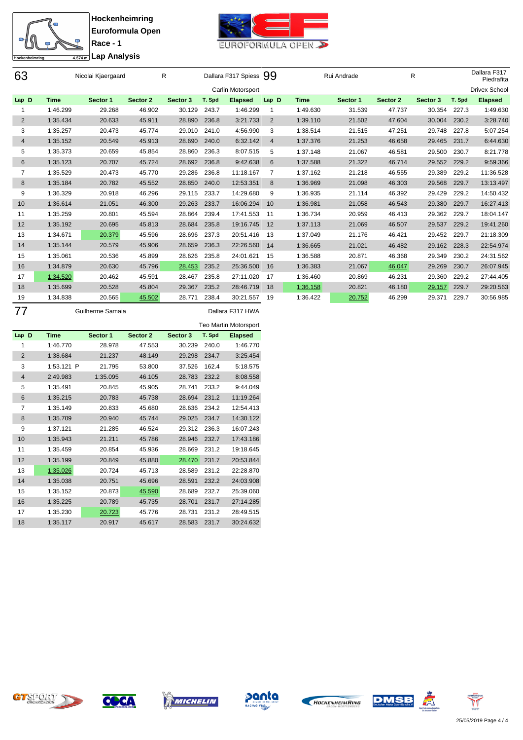# Hockenheimring
## Euroformula Open
## Race - 1
## Lap Analysis

Hockenheimring 4.574 m.

### 63 Nicolai Kjaergaard — R — Dallara F317 Spiess — Carlin Motorsport

| Lap | D | Time | Sector 1 | Sector 2 | Sector 3 | T. Spd | Elapsed |
|---|---|---|---|---|---|---|---|
| 1 | | 1:46.299 | 29.268 | 46.902 | 30.129 | 243.7 | 1:46.299 |
| 2 | | 1:35.434 | 20.633 | 45.911 | 28.890 | 236.8 | 3:21.733 |
| 3 | | 1:35.257 | 20.473 | 45.774 | 29.010 | 241.0 | 4:56.990 |
| 4 | | 1:35.152 | 20.549 | 45.913 | 28.690 | 240.0 | 6:32.142 |
| 5 | | 1:35.373 | 20.659 | 45.854 | 28.860 | 236.3 | 8:07.515 |
| 6 | | 1:35.123 | 20.707 | 45.724 | 28.692 | 236.8 | 9:42.638 |
| 7 | | 1:35.529 | 20.473 | 45.770 | 29.286 | 236.8 | 11:18.167 |
| 8 | | 1:35.184 | 20.782 | 45.552 | 28.850 | 240.0 | 12:53.351 |
| 9 | | 1:36.329 | 20.918 | 46.296 | 29.115 | 233.7 | 14:29.680 |
| 10 | | 1:36.614 | 21.051 | 46.300 | 29.263 | 233.7 | 16:06.294 |
| 11 | | 1:35.259 | 20.801 | 45.594 | 28.864 | 239.4 | 17:41.553 |
| 12 | | 1:35.192 | 20.695 | 45.813 | 28.684 | 235.8 | 19:16.745 |
| 13 | | 1:34.671 | 20.379 | 45.596 | 28.696 | 237.3 | 20:51.416 |
| 14 | | 1:35.144 | 20.579 | 45.906 | 28.659 | 236.3 | 22:26.560 |
| 15 | | 1:35.061 | 20.536 | 45.899 | 28.626 | 235.8 | 24:01.621 |
| 16 | | 1:34.879 | 20.630 | 45.796 | 28.453 | 235.2 | 25:36.500 |
| 17 | | 1:34.520 | 20.462 | 45.591 | 28.467 | 235.8 | 27:11.020 |
| 18 | | 1:35.699 | 20.528 | 45.804 | 29.367 | 235.2 | 28:46.719 |
| 19 | | 1:34.838 | 20.565 | 45.502 | 28.771 | 238.4 | 30:21.557 |

### 99 Rui Andrade — R — Dallara F317 Piedrafita — Drivex School

| Lap | D | Time | Sector 1 | Sector 2 | Sector 3 | T. Spd | Elapsed |
|---|---|---|---|---|---|---|---|
| 1 | | 1:49.630 | 31.539 | 47.737 | 30.354 | 227.3 | 1:49.630 |
| 2 | | 1:39.110 | 21.502 | 47.604 | 30.004 | 230.2 | 3:28.740 |
| 3 | | 1:38.514 | 21.515 | 47.251 | 29.748 | 227.8 | 5:07.254 |
| 4 | | 1:37.376 | 21.253 | 46.658 | 29.465 | 231.7 | 6:44.630 |
| 5 | | 1:37.148 | 21.067 | 46.581 | 29.500 | 230.7 | 8:21.778 |
| 6 | | 1:37.588 | 21.322 | 46.714 | 29.552 | 229.2 | 9:59.366 |
| 7 | | 1:37.162 | 21.218 | 46.555 | 29.389 | 229.2 | 11:36.528 |
| 8 | | 1:36.969 | 21.098 | 46.303 | 29.568 | 229.7 | 13:13.497 |
| 9 | | 1:36.935 | 21.114 | 46.392 | 29.429 | 229.2 | 14:50.432 |
| 10 | | 1:36.981 | 21.058 | 46.543 | 29.380 | 229.7 | 16:27.413 |
| 11 | | 1:36.734 | 20.959 | 46.413 | 29.362 | 229.7 | 18:04.147 |
| 12 | | 1:37.113 | 21.069 | 46.507 | 29.537 | 229.2 | 19:41.260 |
| 13 | | 1:37.049 | 21.176 | 46.421 | 29.452 | 229.7 | 21:18.309 |
| 14 | | 1:36.665 | 21.021 | 46.482 | 29.162 | 228.3 | 22:54.974 |
| 15 | | 1:36.588 | 20.871 | 46.368 | 29.349 | 230.2 | 24:31.562 |
| 16 | | 1:36.383 | 21.067 | 46.047 | 29.269 | 230.7 | 26:07.945 |
| 17 | | 1:36.460 | 20.869 | 46.231 | 29.360 | 229.2 | 27:44.405 |
| 18 | | 1:36.158 | 20.821 | 46.180 | 29.157 | 229.7 | 29:20.563 |
| 19 | | 1:36.422 | 20.752 | 46.299 | 29.371 | 229.7 | 30:56.985 |

### 77 Guilherme Samaia — Dallara F317 HWA — Teo Martin Motorsport

| Lap | D | Time | Sector 1 | Sector 2 | Sector 3 | T. Spd | Elapsed |
|---|---|---|---|---|---|---|---|
| 1 | | 1:46.770 | 28.978 | 47.553 | 30.239 | 240.0 | 1:46.770 |
| 2 | | 1:38.684 | 21.237 | 48.149 | 29.298 | 234.7 | 3:25.454 |
| 3 | | 1:53.121 P | 21.795 | 53.800 | 37.526 | 162.4 | 5:18.575 |
| 4 | | 2:49.983 | 1:35.095 | 46.105 | 28.783 | 232.2 | 8:08.558 |
| 5 | | 1:35.491 | 20.845 | 45.905 | 28.741 | 233.2 | 9:44.049 |
| 6 | | 1:35.215 | 20.783 | 45.738 | 28.694 | 231.2 | 11:19.264 |
| 7 | | 1:35.149 | 20.833 | 45.680 | 28.636 | 234.2 | 12:54.413 |
| 8 | | 1:35.709 | 20.940 | 45.744 | 29.025 | 234.7 | 14:30.122 |
| 9 | | 1:37.121 | 21.285 | 46.524 | 29.312 | 236.3 | 16:07.243 |
| 10 | | 1:35.943 | 21.211 | 45.786 | 28.946 | 232.7 | 17:43.186 |
| 11 | | 1:35.459 | 20.854 | 45.936 | 28.669 | 231.2 | 19:18.645 |
| 12 | | 1:35.199 | 20.849 | 45.880 | 28.470 | 231.7 | 20:53.844 |
| 13 | | 1:35.026 | 20.724 | 45.713 | 28.589 | 231.2 | 22:28.870 |
| 14 | | 1:35.038 | 20.751 | 45.696 | 28.591 | 232.2 | 24:03.908 |
| 15 | | 1:35.152 | 20.873 | 45.590 | 28.689 | 232.7 | 25:39.060 |
| 16 | | 1:35.225 | 20.789 | 45.735 | 28.701 | 231.7 | 27:14.285 |
| 17 | | 1:35.230 | 20.723 | 45.776 | 28.731 | 231.2 | 28:49.515 |
| 18 | | 1:35.117 | 20.917 | 45.617 | 28.583 | 231.7 | 30:24.632 |

25/05/2019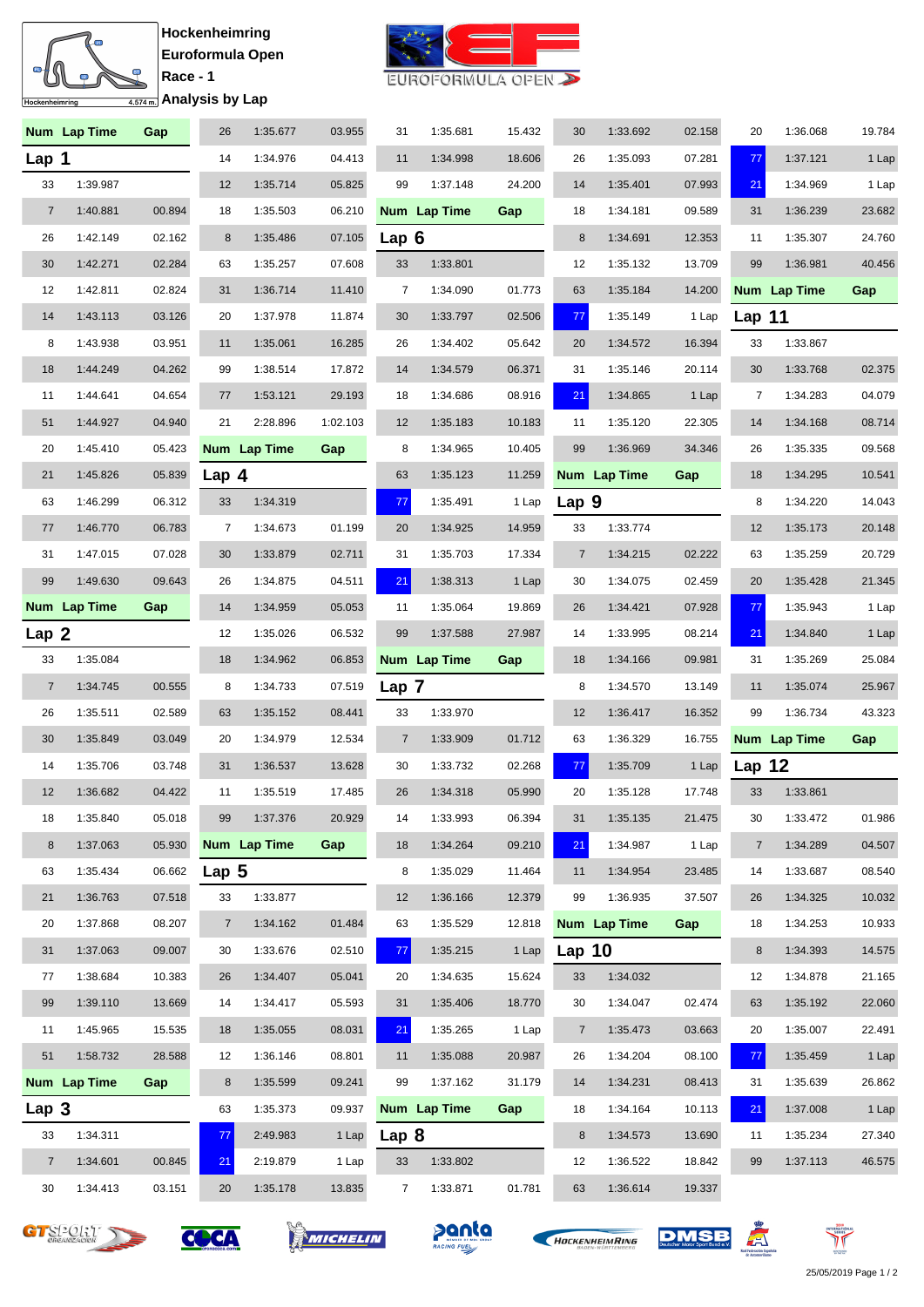# Hockenheimring

## Euroformula Open

### Race - 1

### Analysis by Lap

**Lap 1**

| Num | Lap Time | Gap |
|---|---|---|
| 33 | 1:39.987 | |
| 7 | 1:40.881 | 00.894 |
| 26 | 1:42.149 | 02.162 |
| 30 | 1:42.271 | 02.284 |
| 12 | 1:42.811 | 02.824 |
| 14 | 1:43.113 | 03.126 |
| 8 | 1:43.938 | 03.951 |
| 18 | 1:44.249 | 04.262 |
| 11 | 1:44.641 | 04.654 |
| 51 | 1:44.927 | 04.940 |
| 20 | 1:45.410 | 05.423 |
| 21 | 1:45.826 | 05.839 |
| 63 | 1:46.299 | 06.312 |
| 77 | 1:46.770 | 06.783 |
| 31 | 1:47.015 | 07.028 |
| 99 | 1:49.630 | 09.643 |

**Lap 2**

| Num | Lap Time | Gap |
|---|---|---|
| 33 | 1:35.084 | |
| 7 | 1:34.745 | 00.555 |
| 26 | 1:35.511 | 02.589 |
| 30 | 1:35.849 | 03.049 |
| 14 | 1:35.706 | 03.748 |
| 12 | 1:36.682 | 04.422 |
| 18 | 1:35.840 | 05.018 |
| 8 | 1:37.063 | 05.930 |
| 63 | 1:35.434 | 06.662 |
| 21 | 1:36.763 | 07.518 |
| 20 | 1:37.868 | 08.207 |
| 31 | 1:37.063 | 09.007 |
| 77 | 1:38.684 | 10.383 |
| 99 | 1:39.110 | 13.669 |
| 11 | 1:45.965 | 15.535 |
| 51 | 1:58.732 | 28.588 |

**Lap 3**

| Num | Lap Time | Gap |
|---|---|---|
| 33 | 1:34.311 | |
| 7 | 1:34.601 | 00.845 |
| 30 | 1:34.413 | 03.151 |
| 26 | 1:35.677 | 03.955 |
| 14 | 1:34.976 | 04.413 |
| 12 | 1:35.714 | 05.825 |
| 18 | 1:35.503 | 06.210 |
| 8 | 1:35.486 | 07.105 |
| 63 | 1:35.257 | 07.608 |
| 31 | 1:36.714 | 11.410 |
| 20 | 1:37.978 | 11.874 |
| 11 | 1:35.061 | 16.285 |
| 99 | 1:38.514 | 17.872 |
| 77 | 1:53.121 | 29.193 |
| 21 | 2:28.896 | 1:02.103 |

**Lap 4**

| Num | Lap Time | Gap |
|---|---|---|
| 33 | 1:34.319 | |
| 7 | 1:34.673 | 01.199 |
| 30 | 1:33.879 | 02.711 |
| 26 | 1:34.875 | 04.511 |
| 14 | 1:34.959 | 05.053 |
| 12 | 1:35.026 | 06.532 |
| 18 | 1:34.962 | 06.853 |
| 8 | 1:34.733 | 07.519 |
| 63 | 1:35.152 | 08.441 |
| 20 | 1:34.979 | 12.534 |
| 31 | 1:36.537 | 13.628 |
| 11 | 1:35.519 | 17.485 |
| 99 | 1:37.376 | 20.929 |

**Lap 5**

| Num | Lap Time | Gap |
|---|---|---|
| 33 | 1:33.877 | |
| 7 | 1:34.162 | 01.484 |
| 30 | 1:33.676 | 02.510 |
| 26 | 1:34.407 | 05.041 |
| 14 | 1:34.417 | 05.593 |
| 18 | 1:35.055 | 08.031 |
| 12 | 1:36.146 | 08.801 |
| 8 | 1:35.599 | 09.241 |
| 63 | 1:35.373 | 09.937 |
| 77 | 2:49.983 | 1 Lap |
| 21 | 2:19.879 | 1 Lap |
| 20 | 1:35.178 | 13.835 |
| 31 | 1:35.681 | 15.432 |
| 11 | 1:34.998 | 18.606 |
| 99 | 1:37.148 | 24.200 |

**Lap 6**

| Num | Lap Time | Gap |
|---|---|---|
| 33 | 1:33.801 | |
| 7 | 1:34.090 | 01.773 |
| 30 | 1:33.797 | 02.506 |
| 26 | 1:34.402 | 05.642 |
| 14 | 1:34.579 | 06.371 |
| 18 | 1:34.686 | 08.916 |
| 12 | 1:35.183 | 10.183 |
| 8 | 1:34.965 | 10.405 |
| 63 | 1:35.123 | 11.259 |
| 77 | 1:35.491 | 1 Lap |
| 20 | 1:34.925 | 14.959 |
| 31 | 1:35.703 | 17.334 |
| 21 | 1:38.313 | 1 Lap |
| 11 | 1:35.064 | 19.869 |
| 99 | 1:37.588 | 27.987 |

**Lap 7**

| Num | Lap Time | Gap |
|---|---|---|
| 33 | 1:33.970 | |
| 7 | 1:33.909 | 01.712 |
| 30 | 1:33.732 | 02.268 |
| 26 | 1:34.318 | 05.990 |
| 14 | 1:33.993 | 06.394 |
| 18 | 1:34.264 | 09.210 |
| 8 | 1:35.029 | 11.464 |
| 12 | 1:36.166 | 12.379 |
| 63 | 1:35.529 | 12.818 |
| 77 | 1:35.215 | 1 Lap |
| 20 | 1:34.635 | 15.624 |
| 31 | 1:35.406 | 18.770 |
| 21 | 1:35.265 | 1 Lap |
| 11 | 1:35.088 | 20.987 |
| 99 | 1:37.162 | 31.179 |

**Lap 8**

| Num | Lap Time | Gap |
|---|---|---|
| 33 | 1:33.802 | |
| 7 | 1:33.871 | 01.781 |
| 30 | 1:33.692 | 02.158 |
| 26 | 1:35.093 | 07.281 |
| 14 | 1:35.401 | 07.993 |
| 18 | 1:34.181 | 09.589 |
| 8 | 1:34.691 | 12.353 |
| 12 | 1:35.132 | 13.709 |
| 63 | 1:35.184 | 14.200 |
| 77 | 1:35.149 | 1 Lap |
| 20 | 1:34.572 | 16.394 |
| 31 | 1:35.146 | 20.114 |
| 21 | 1:34.865 | 1 Lap |
| 11 | 1:35.120 | 22.305 |
| 99 | 1:36.969 | 34.346 |

**Lap 9**

| Num | Lap Time | Gap |
|---|---|---|
| 33 | 1:33.774 | |
| 7 | 1:34.215 | 02.222 |
| 30 | 1:34.075 | 02.459 |
| 26 | 1:34.421 | 07.928 |
| 14 | 1:33.995 | 08.214 |
| 18 | 1:34.166 | 09.981 |
| 8 | 1:34.570 | 13.149 |
| 12 | 1:36.417 | 16.352 |
| 63 | 1:36.329 | 16.755 |
| 77 | 1:35.709 | 1 Lap |
| 20 | 1:35.128 | 17.748 |
| 31 | 1:35.135 | 21.475 |
| 21 | 1:34.987 | 1 Lap |
| 11 | 1:34.954 | 23.485 |
| 99 | 1:36.935 | 37.507 |

**Lap 10**

| Num | Lap Time | Gap |
|---|---|---|
| 33 | 1:34.032 | |
| 30 | 1:34.047 | 02.474 |
| 7 | 1:35.473 | 03.663 |
| 26 | 1:34.204 | 08.100 |
| 14 | 1:34.231 | 08.413 |
| 18 | 1:34.164 | 10.113 |
| 8 | 1:34.573 | 13.690 |
| 12 | 1:36.522 | 18.842 |
| 63 | 1:36.614 | 19.337 |
| 20 | 1:36.068 | 19.784 |
| 77 | 1:37.121 | 1 Lap |
| 21 | 1:34.969 | 1 Lap |
| 31 | 1:36.239 | 23.682 |
| 11 | 1:35.307 | 24.760 |
| 99 | 1:36.981 | 40.456 |

**Lap 11**

| Num | Lap Time | Gap |
|---|---|---|
| 33 | 1:33.867 | |
| 30 | 1:33.768 | 02.375 |
| 7 | 1:34.283 | 04.079 |
| 14 | 1:34.168 | 08.714 |
| 26 | 1:35.335 | 09.568 |
| 18 | 1:34.295 | 10.541 |
| 8 | 1:34.220 | 14.043 |
| 12 | 1:35.173 | 20.148 |
| 63 | 1:35.259 | 20.729 |
| 20 | 1:35.428 | 21.345 |
| 77 | 1:35.943 | 1 Lap |
| 21 | 1:34.840 | 1 Lap |
| 31 | 1:35.269 | 25.084 |
| 11 | 1:35.074 | 25.967 |
| 99 | 1:36.734 | 43.323 |

**Lap 12**

| Num | Lap Time | Gap |
|---|---|---|
| 33 | 1:33.861 | |
| 30 | 1:33.472 | 01.986 |
| 7 | 1:34.289 | 04.507 |
| 14 | 1:33.687 | 08.540 |
| 26 | 1:34.325 | 10.032 |
| 18 | 1:34.253 | 10.933 |
| 8 | 1:34.393 | 14.575 |
| 12 | 1:34.878 | 21.165 |
| 63 | 1:35.192 | 22.060 |
| 20 | 1:35.007 | 22.491 |
| 77 | 1:35.459 | 1 Lap |
| 31 | 1:35.639 | 26.862 |
| 21 | 1:37.008 | 1 Lap |
| 11 | 1:35.234 | 27.340 |
| 99 | 1:37.113 | 46.575 |

25/05/2019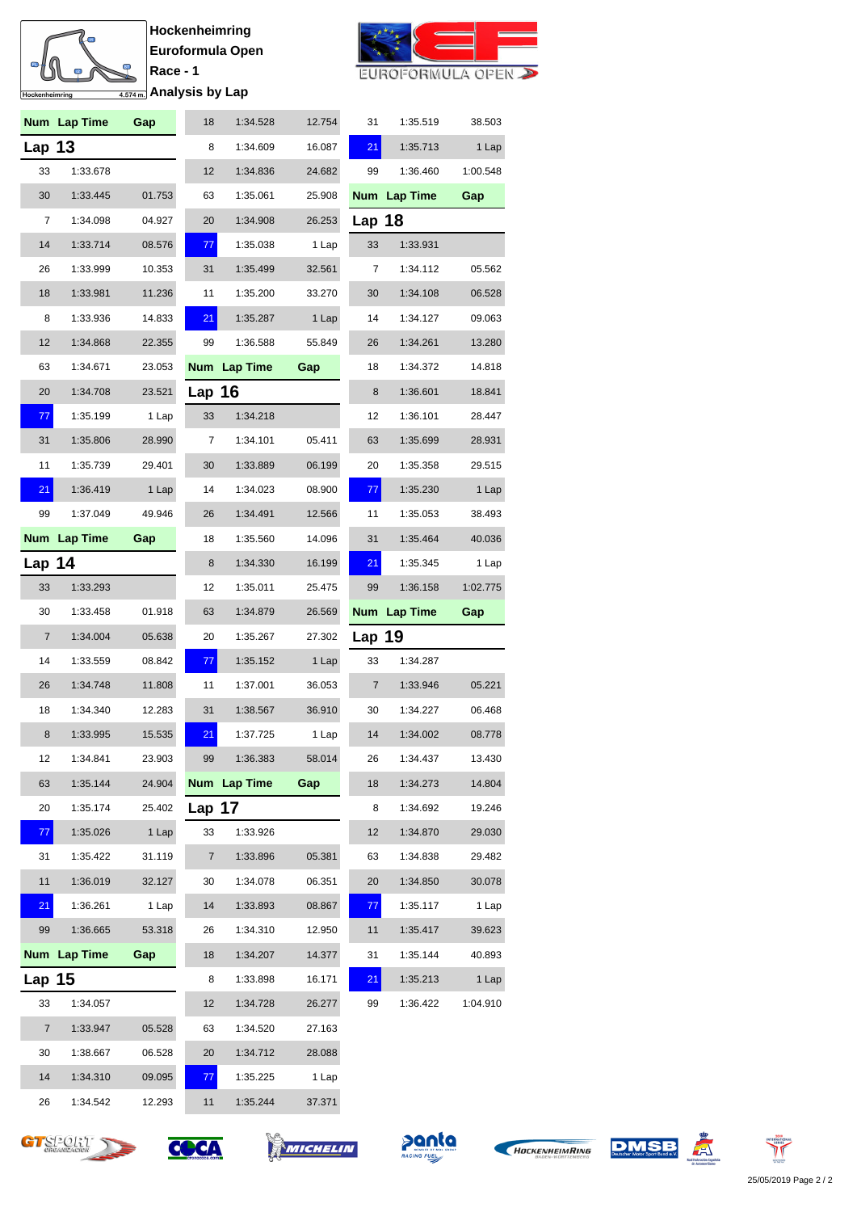**Hockenheimring**
**Euroformula Open**
**Race - 1**
**Analysis by Lap**

## Lap 13

| Num | Lap Time | Gap |
|---|---|---|
| 33 | 1:33.678 | |
| 30 | 1:33.445 | 01.753 |
| 7 | 1:34.098 | 04.927 |
| 14 | 1:33.714 | 08.576 |
| 26 | 1:33.999 | 10.353 |
| 18 | 1:33.981 | 11.236 |
| 8 | 1:33.936 | 14.833 |
| 12 | 1:34.868 | 22.355 |
| 63 | 1:34.671 | 23.053 |
| 20 | 1:34.708 | 23.521 |
| 77 | 1:35.199 | 1 Lap |
| 31 | 1:35.806 | 28.990 |
| 11 | 1:35.739 | 29.401 |
| 21 | 1:36.419 | 1 Lap |
| 99 | 1:37.049 | 49.946 |

## Lap 14

| Num | Lap Time | Gap |
|---|---|---|
| 33 | 1:33.293 | |
| 30 | 1:33.458 | 01.918 |
| 7 | 1:34.004 | 05.638 |
| 14 | 1:33.559 | 08.842 |
| 26 | 1:34.748 | 11.808 |
| 18 | 1:34.340 | 12.283 |
| 8 | 1:33.995 | 15.535 |
| 12 | 1:34.841 | 23.903 |
| 63 | 1:35.144 | 24.904 |
| 20 | 1:35.174 | 25.402 |
| 77 | 1:35.026 | 1 Lap |
| 31 | 1:35.422 | 31.119 |
| 11 | 1:36.019 | 32.127 |
| 21 | 1:36.261 | 1 Lap |
| 99 | 1:36.665 | 53.318 |

## Lap 15

| Num | Lap Time | Gap |
|---|---|---|
| 33 | 1:34.057 | |
| 7 | 1:33.947 | 05.528 |
| 30 | 1:38.667 | 06.528 |
| 14 | 1:34.310 | 09.095 |
| 26 | 1:34.542 | 12.293 |
| 18 | 1:34.528 | 12.754 |
| 8 | 1:34.609 | 16.087 |
| 12 | 1:34.836 | 24.682 |
| 63 | 1:35.061 | 25.908 |
| 20 | 1:34.908 | 26.253 |
| 77 | 1:35.038 | 1 Lap |
| 31 | 1:35.499 | 32.561 |
| 11 | 1:35.200 | 33.270 |
| 21 | 1:35.287 | 1 Lap |
| 99 | 1:36.588 | 55.849 |

## Lap 16

| Num | Lap Time | Gap |
|---|---|---|
| 33 | 1:34.218 | |
| 7 | 1:34.101 | 05.411 |
| 30 | 1:33.889 | 06.199 |
| 14 | 1:34.023 | 08.900 |
| 26 | 1:34.491 | 12.566 |
| 18 | 1:35.560 | 14.096 |
| 8 | 1:34.330 | 16.199 |
| 12 | 1:35.011 | 25.475 |
| 63 | 1:34.879 | 26.569 |
| 20 | 1:35.267 | 27.302 |
| 77 | 1:35.152 | 1 Lap |
| 11 | 1:37.001 | 36.053 |
| 31 | 1:38.567 | 36.910 |
| 21 | 1:37.725 | 1 Lap |
| 99 | 1:36.383 | 58.014 |

## Lap 17

| Num | Lap Time | Gap |
|---|---|---|
| 33 | 1:33.926 | |
| 7 | 1:33.896 | 05.381 |
| 30 | 1:34.078 | 06.351 |
| 14 | 1:33.893 | 08.867 |
| 26 | 1:34.310 | 12.950 |
| 18 | 1:34.207 | 14.377 |
| 8 | 1:33.898 | 16.171 |
| 12 | 1:34.728 | 26.277 |
| 63 | 1:34.520 | 27.163 |
| 20 | 1:34.712 | 28.088 |
| 77 | 1:35.225 | 1 Lap |
| 11 | 1:35.244 | 37.371 |
| 31 | 1:35.519 | 38.503 |
| 21 | 1:35.713 | 1 Lap |
| 99 | 1:36.460 | 1:00.548 |

## Lap 18

| Num | Lap Time | Gap |
|---|---|---|
| 33 | 1:33.931 | |
| 7 | 1:34.112 | 05.562 |
| 30 | 1:34.108 | 06.528 |
| 14 | 1:34.127 | 09.063 |
| 26 | 1:34.261 | 13.280 |
| 18 | 1:34.372 | 14.818 |
| 8 | 1:36.601 | 18.841 |
| 12 | 1:36.101 | 28.447 |
| 63 | 1:35.699 | 28.931 |
| 20 | 1:35.358 | 29.515 |
| 77 | 1:35.230 | 1 Lap |
| 11 | 1:35.053 | 38.493 |
| 31 | 1:35.464 | 40.036 |
| 21 | 1:35.345 | 1 Lap |
| 99 | 1:36.158 | 1:02.775 |

## Lap 19

| Num | Lap Time | Gap |
|---|---|---|
| 33 | 1:34.287 | |
| 7 | 1:33.946 | 05.221 |
| 30 | 1:34.227 | 06.468 |
| 14 | 1:34.002 | 08.778 |
| 26 | 1:34.437 | 13.430 |
| 18 | 1:34.273 | 14.804 |
| 8 | 1:34.692 | 19.246 |
| 12 | 1:34.870 | 29.030 |
| 63 | 1:34.838 | 29.482 |
| 20 | 1:34.850 | 30.078 |
| 77 | 1:35.117 | 1 Lap |
| 11 | 1:35.417 | 39.623 |
| 31 | 1:35.144 | 40.893 |
| 21 | 1:35.213 | 1 Lap |
| 99 | 1:36.422 | 1:04.910 |

25/05/2019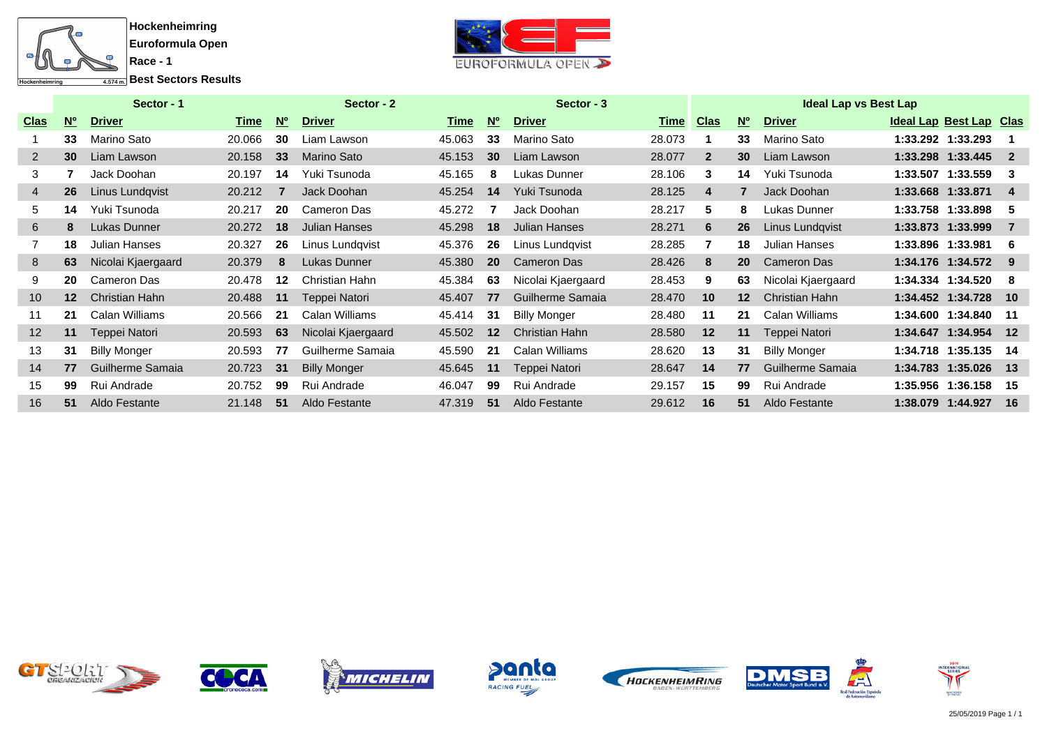**Hockenheimring**
**Euroformula Open**
**Race - 1**
**Best Sectors Results**

| Sector - 1 | | | | Sector - 2 | | | Sector - 3 | | | Ideal Lap vs Best Lap | | | | | |
|---|---|---|---|---|---|---|---|---|---|---|---|---|---|---|---|
| **Clas** | **Nº** | **Driver** | **Time** | **Nº** | **Driver** | **Time** | **Nº** | **Driver** | **Time** | **Clas** | **Nº** | **Driver** | **Ideal Lap** | **Best Lap** | **Clas** |
| 1 | **33** | Marino Sato | 20.066 | **30** | Liam Lawson | 45.063 | **33** | Marino Sato | 28.073 | **1** | **33** | Marino Sato | **1:33.292** | **1:33.293** | **1** |
| 2 | **30** | Liam Lawson | 20.158 | **33** | Marino Sato | 45.153 | **30** | Liam Lawson | 28.077 | **2** | **30** | Liam Lawson | **1:33.298** | **1:33.445** | **2** |
| 3 | **7** | Jack Doohan | 20.197 | **14** | Yuki Tsunoda | 45.165 | **8** | Lukas Dunner | 28.106 | **3** | **14** | Yuki Tsunoda | **1:33.507** | **1:33.559** | **3** |
| 4 | **26** | Linus Lundqvist | 20.212 | **7** | Jack Doohan | 45.254 | **14** | Yuki Tsunoda | 28.125 | **4** | **7** | Jack Doohan | **1:33.668** | **1:33.871** | **4** |
| 5 | **14** | Yuki Tsunoda | 20.217 | **20** | Cameron Das | 45.272 | **7** | Jack Doohan | 28.217 | **5** | **8** | Lukas Dunner | **1:33.758** | **1:33.898** | **5** |
| 6 | **8** | Lukas Dunner | 20.272 | **18** | Julian Hanses | 45.298 | **18** | Julian Hanses | 28.271 | **6** | **26** | Linus Lundqvist | **1:33.873** | **1:33.999** | **7** |
| 7 | **18** | Julian Hanses | 20.327 | **26** | Linus Lundqvist | 45.376 | **26** | Linus Lundqvist | 28.285 | **7** | **18** | Julian Hanses | **1:33.896** | **1:33.981** | **6** |
| 8 | **63** | Nicolai Kjaergaard | 20.379 | **8** | Lukas Dunner | 45.380 | **20** | Cameron Das | 28.426 | **8** | **20** | Cameron Das | **1:34.176** | **1:34.572** | **9** |
| 9 | **20** | Cameron Das | 20.478 | **12** | Christian Hahn | 45.384 | **63** | Nicolai Kjaergaard | 28.453 | **9** | **63** | Nicolai Kjaergaard | **1:34.334** | **1:34.520** | **8** |
| 10 | **12** | Christian Hahn | 20.488 | **11** | Teppei Natori | 45.407 | **77** | Guilherme Samaia | 28.470 | **10** | **12** | Christian Hahn | **1:34.452** | **1:34.728** | **10** |
| 11 | **21** | Calan Williams | 20.566 | **21** | Calan Williams | 45.414 | **31** | Billy Monger | 28.480 | **11** | **21** | Calan Williams | **1:34.600** | **1:34.840** | **11** |
| 12 | **11** | Teppei Natori | 20.593 | **63** | Nicolai Kjaergaard | 45.502 | **12** | Christian Hahn | 28.580 | **12** | **11** | Teppei Natori | **1:34.647** | **1:34.954** | **12** |
| 13 | **31** | Billy Monger | 20.593 | **77** | Guilherme Samaia | 45.590 | **21** | Calan Williams | 28.620 | **13** | **31** | Billy Monger | **1:34.718** | **1:35.135** | **14** |
| 14 | **77** | Guilherme Samaia | 20.723 | **31** | Billy Monger | 45.645 | **11** | Teppei Natori | 28.647 | **14** | **77** | Guilherme Samaia | **1:34.783** | **1:35.026** | **13** |
| 15 | **99** | Rui Andrade | 20.752 | **99** | Rui Andrade | 46.047 | **99** | Rui Andrade | 29.157 | **15** | **99** | Rui Andrade | **1:35.956** | **1:36.158** | **15** |
| 16 | **51** | Aldo Festante | 21.148 | **51** | Aldo Festante | 47.319 | **51** | Aldo Festante | 29.612 | **16** | **51** | Aldo Festante | **1:38.079** | **1:44.927** | **16** |

25/05/2019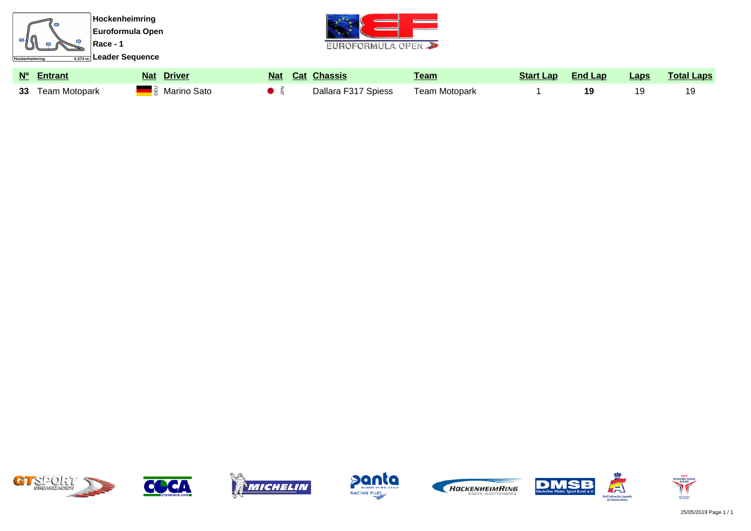Hockenheimring
Euroformula Open
Race - 1
Leader Sequence

| Nº | Entrant | Nat | Driver | Nat | Cat | Chassis | Team | Start Lap | End Lap | Laps | Total Laps |
|---|---|---|---|---|---|---|---|---|---|---|---|
| **33** | Team Motopark | DEU | Marino Sato | JPN | | Dallara F317 Spiess | Team Motopark | 1 | **19** | 19 | 19 |

25/05/2019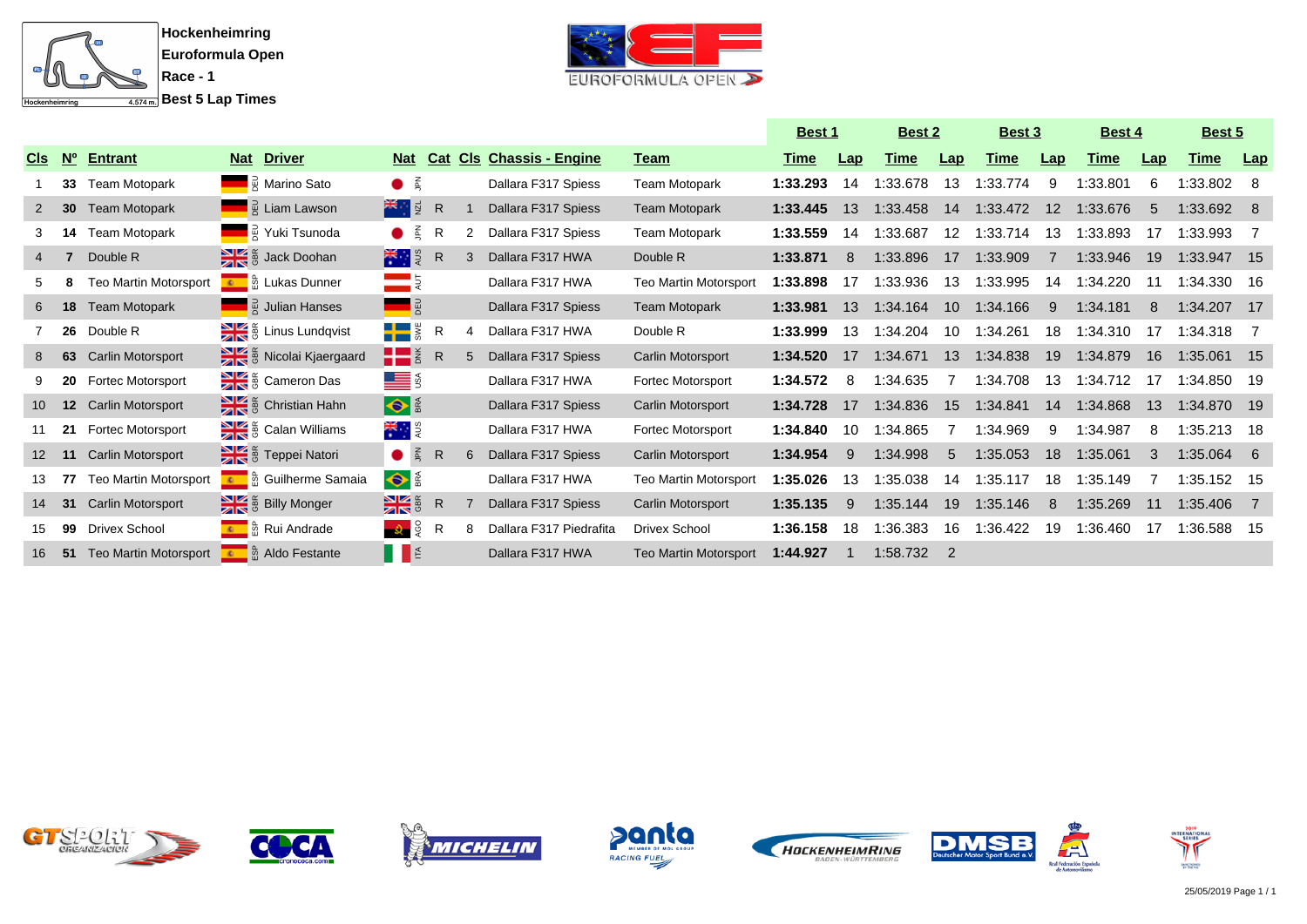**Hockenheimring**
**Euroformula Open**
**Race - 1**
**Best 5 Lap Times**

| Cls | Nº | Entrant | Nat | Driver | Nat | Cat | Cls | Chassis - Engine | Team | Best 1 Time | Lap | Best 2 Time | Lap | Best 3 Time | Lap | Best 4 Time | Lap | Best 5 Time | Lap |
|---|---|---|---|---|---|---|---|---|---|---|---|---|---|---|---|---|---|---|---|
| 1 | 33 | Team Motopark | DEU | Marino Sato | JPN | | | Dallara F317 Spiess | Team Motopark | 1:33.293 | 14 | 1:33.678 | 13 | 1:33.774 | 9 | 1:33.801 | 6 | 1:33.802 | 8 |
| 2 | 30 | Team Motopark | DEU | Liam Lawson | NZL | R | 1 | Dallara F317 Spiess | Team Motopark | 1:33.445 | 13 | 1:33.458 | 14 | 1:33.472 | 12 | 1:33.676 | 5 | 1:33.692 | 8 |
| 3 | 14 | Team Motopark | DEU | Yuki Tsunoda | JPN | R | 2 | Dallara F317 Spiess | Team Motopark | 1:33.559 | 14 | 1:33.687 | 12 | 1:33.714 | 13 | 1:33.893 | 17 | 1:33.993 | 7 |
| 4 | 7 | Double R | GBR | Jack Doohan | AUS | R | 3 | Dallara F317 HWA | Double R | 1:33.871 | 8 | 1:33.896 | 17 | 1:33.909 | 7 | 1:33.946 | 19 | 1:33.947 | 15 |
| 5 | 8 | Teo Martin Motorsport | ESP | Lukas Dunner | AUT | | | Dallara F317 HWA | Teo Martin Motorsport | 1:33.898 | 17 | 1:33.936 | 13 | 1:33.995 | 14 | 1:34.220 | 11 | 1:34.330 | 16 |
| 6 | 18 | Team Motopark | DEU | Julian Hanses | DEU | | | Dallara F317 Spiess | Team Motopark | 1:33.981 | 13 | 1:34.164 | 10 | 1:34.166 | 9 | 1:34.181 | 8 | 1:34.207 | 17 |
| 7 | 26 | Double R | GBR | Linus Lundqvist | SWE | R | 4 | Dallara F317 HWA | Double R | 1:33.999 | 13 | 1:34.204 | 10 | 1:34.261 | 18 | 1:34.310 | 17 | 1:34.318 | 7 |
| 8 | 63 | Carlin Motorsport | GBR | Nicolai Kjaergaard | DNK | R | 5 | Dallara F317 Spiess | Carlin Motorsport | 1:34.520 | 17 | 1:34.671 | 13 | 1:34.838 | 19 | 1:34.879 | 16 | 1:35.061 | 15 |
| 9 | 20 | Fortec Motorsport | GBR | Cameron Das | USA | | | Dallara F317 HWA | Fortec Motorsport | 1:34.572 | 8 | 1:34.635 | 7 | 1:34.708 | 13 | 1:34.712 | 17 | 1:34.850 | 19 |
| 10 | 12 | Carlin Motorsport | GBR | Christian Hahn | BRA | | | Dallara F317 Spiess | Carlin Motorsport | 1:34.728 | 17 | 1:34.836 | 15 | 1:34.841 | 14 | 1:34.868 | 13 | 1:34.870 | 19 |
| 11 | 21 | Fortec Motorsport | GBR | Calan Williams | AUS | | | Dallara F317 HWA | Fortec Motorsport | 1:34.840 | 10 | 1:34.865 | 7 | 1:34.969 | 9 | 1:34.987 | 8 | 1:35.213 | 18 |
| 12 | 11 | Carlin Motorsport | GBR | Teppei Natori | JPN | R | 6 | Dallara F317 Spiess | Carlin Motorsport | 1:34.954 | 9 | 1:34.998 | 5 | 1:35.053 | 18 | 1:35.061 | 3 | 1:35.064 | 6 |
| 13 | 77 | Teo Martin Motorsport | ESP | Guilherme Samaia | BRA | | | Dallara F317 HWA | Teo Martin Motorsport | 1:35.026 | 13 | 1:35.038 | 14 | 1:35.117 | 18 | 1:35.149 | 7 | 1:35.152 | 15 |
| 14 | 31 | Carlin Motorsport | GBR | Billy Monger | GBR | R | 7 | Dallara F317 Spiess | Carlin Motorsport | 1:35.135 | 9 | 1:35.144 | 19 | 1:35.146 | 8 | 1:35.269 | 11 | 1:35.406 | 7 |
| 15 | 99 | Drivex School | ESP | Rui Andrade | AGO | R | 8 | Dallara F317 Piedrafita | Drivex School | 1:36.158 | 18 | 1:36.383 | 16 | 1:36.422 | 19 | 1:36.460 | 17 | 1:36.588 | 15 |
| 16 | 51 | Teo Martin Motorsport | ESP | Aldo Festante | ITA | | | Dallara F317 HWA | Teo Martin Motorsport | 1:44.927 | 1 | 1:58.732 | 2 | | | | | | |

25/05/2019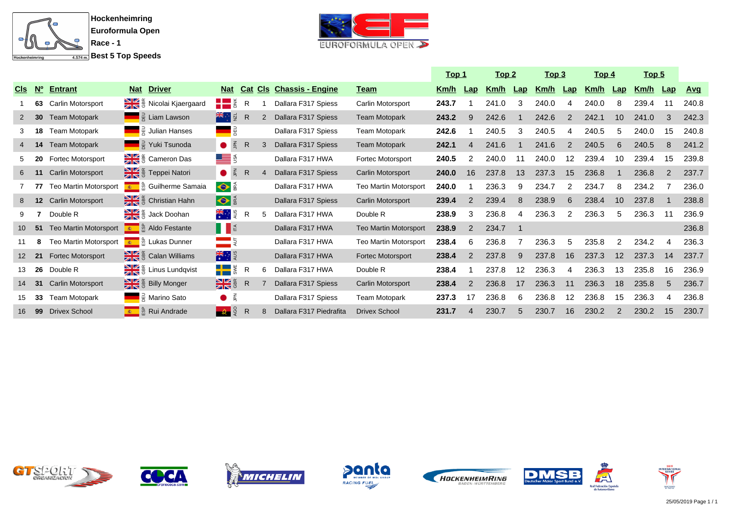Hockenheimring
Euroformula Open
Race - 1
Best 5 Top Speeds

| | | | | | | | | | | Top 1 | | Top 2 | | Top 3 | | Top 4 | | Top 5 | | |
|---|---|---|---|---|---|---|---|---|---|---|---|---|---|---|---|---|---|---|---|---|
| Cls | Nº | Entrant | Nat | Driver | Nat | Cat | Cls | Chassis - Engine | Team | Km/h | Lap | Km/h | Lap | Km/h | Lap | Km/h | Lap | Km/h | Lap | Avg |
| 1 | 63 | Carlin Motorsport | GBR | Nicolai Kjaergaard | DNK | R | 1 | Dallara F317 Spiess | Carlin Motorsport | 243.7 | 1 | 241.0 | 3 | 240.0 | 4 | 240.0 | 8 | 239.4 | 11 | 240.8 |
| 2 | 30 | Team Motopark | DEU | Liam Lawson | NZL | R | 2 | Dallara F317 Spiess | Team Motopark | 243.2 | 9 | 242.6 | 1 | 242.6 | 2 | 242.1 | 10 | 241.0 | 3 | 242.3 |
| 3 | 18 | Team Motopark | DEU | Julian Hanses | DEU | | | Dallara F317 Spiess | Team Motopark | 242.6 | 1 | 240.5 | 3 | 240.5 | 4 | 240.5 | 5 | 240.0 | 15 | 240.8 |
| 4 | 14 | Team Motopark | DEU | Yuki Tsunoda | JPN | R | 3 | Dallara F317 Spiess | Team Motopark | 242.1 | 4 | 241.6 | 1 | 241.6 | 2 | 240.5 | 6 | 240.5 | 8 | 241.2 |
| 5 | 20 | Fortec Motorsport | GBR | Cameron Das | USA | | | Dallara F317 HWA | Fortec Motorsport | 240.5 | 2 | 240.0 | 11 | 240.0 | 12 | 239.4 | 10 | 239.4 | 15 | 239.8 |
| 6 | 11 | Carlin Motorsport | GBR | Teppei Natori | JPN | R | 4 | Dallara F317 Spiess | Carlin Motorsport | 240.0 | 16 | 237.8 | 13 | 237.3 | 15 | 236.8 | 1 | 236.8 | 2 | 237.7 |
| 7 | 77 | Teo Martin Motorsport | ESP | Guilherme Samaia | BRA | | | Dallara F317 HWA | Teo Martin Motorsport | 240.0 | 1 | 236.3 | 9 | 234.7 | 2 | 234.7 | 8 | 234.2 | 7 | 236.0 |
| 8 | 12 | Carlin Motorsport | GBR | Christian Hahn | BRA | | | Dallara F317 Spiess | Carlin Motorsport | 239.4 | 2 | 239.4 | 8 | 238.9 | 6 | 238.4 | 10 | 237.8 | 1 | 238.8 |
| 9 | 7 | Double R | GBR | Jack Doohan | AUS | R | 5 | Dallara F317 HWA | Double R | 238.9 | 3 | 236.8 | 4 | 236.3 | 2 | 236.3 | 5 | 236.3 | 11 | 236.9 |
| 10 | 51 | Teo Martin Motorsport | ESP | Aldo Festante | ITA | | | Dallara F317 HWA | Teo Martin Motorsport | 238.9 | 2 | 234.7 | 1 | | | | | | | 236.8 |
| 11 | 8 | Teo Martin Motorsport | ESP | Lukas Dunner | AUT | | | Dallara F317 HWA | Teo Martin Motorsport | 238.4 | 6 | 236.8 | 7 | 236.3 | 5 | 235.8 | 2 | 234.2 | 4 | 236.3 |
| 12 | 21 | Fortec Motorsport | GBR | Calan Williams | AUS | | | Dallara F317 HWA | Fortec Motorsport | 238.4 | 2 | 237.8 | 9 | 237.8 | 16 | 237.3 | 12 | 237.3 | 14 | 237.7 |
| 13 | 26 | Double R | GBR | Linus Lundqvist | SWE | R | 6 | Dallara F317 HWA | Double R | 238.4 | 1 | 237.8 | 12 | 236.3 | 4 | 236.3 | 13 | 235.8 | 16 | 236.9 |
| 14 | 31 | Carlin Motorsport | GBR | Billy Monger | GBR | R | 7 | Dallara F317 Spiess | Carlin Motorsport | 238.4 | 2 | 236.8 | 17 | 236.3 | 11 | 236.3 | 18 | 235.8 | 5 | 236.7 |
| 15 | 33 | Team Motopark | DEU | Marino Sato | JPN | | | Dallara F317 Spiess | Team Motopark | 237.3 | 17 | 236.8 | 6 | 236.8 | 12 | 236.8 | 15 | 236.3 | 4 | 236.8 |
| 16 | 99 | Drivex School | ESP | Rui Andrade | AGO | R | 8 | Dallara F317 Piedrafita | Drivex School | 231.7 | 4 | 230.7 | 5 | 230.7 | 16 | 230.2 | 2 | 230.2 | 15 | 230.7 |

25/05/2019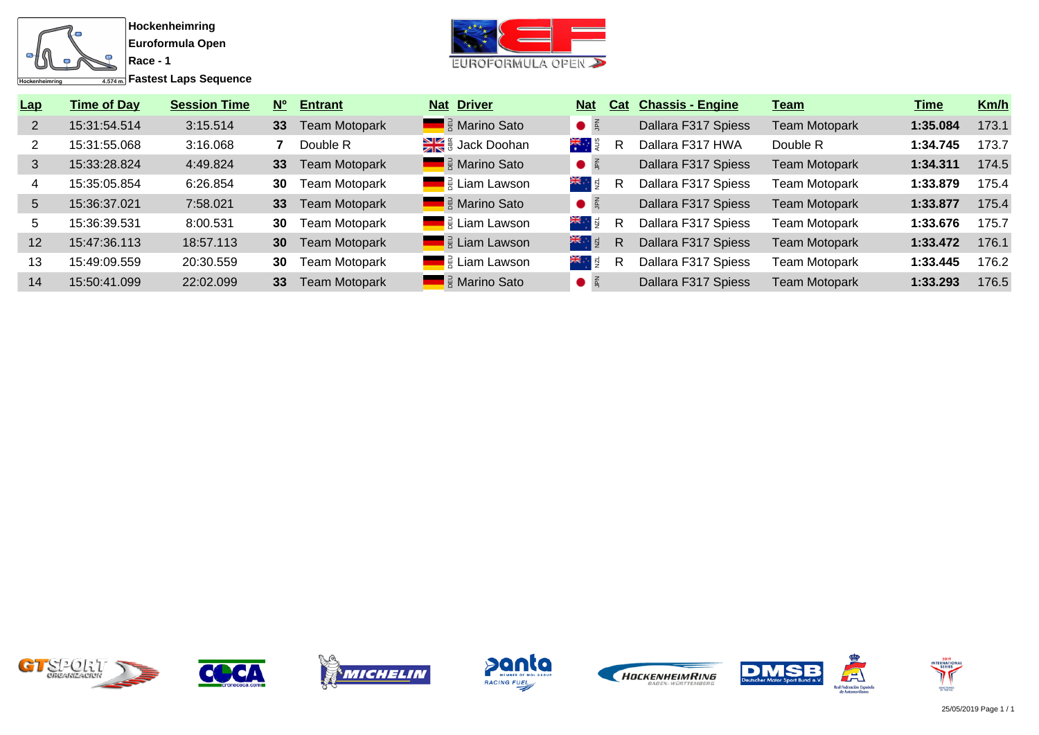**Hockenheimring**
**Euroformula Open**
**Race - 1**
**Fastest Laps Sequence**

| Lap | Time of Day | Session Time | Nº | Entrant | Nat | Driver | Nat | Cat | Chassis - Engine | Team | Time | Km/h |
|---|---|---|---|---|---|---|---|---|---|---|---|---|
| 2 | 15:31:54.514 | 3:15.514 | 33 | Team Motopark | DEU | Marino Sato | JPN | | Dallara F317 Spiess | Team Motopark | 1:35.084 | 173.1 |
| 2 | 15:31:55.068 | 3:16.068 | 7 | Double R | GBR | Jack Doohan | AUS | R | Dallara F317 HWA | Double R | 1:34.745 | 173.7 |
| 3 | 15:33:28.824 | 4:49.824 | 33 | Team Motopark | DEU | Marino Sato | JPN | | Dallara F317 Spiess | Team Motopark | 1:34.311 | 174.5 |
| 4 | 15:35:05.854 | 6:26.854 | 30 | Team Motopark | DEU | Liam Lawson | NZL | R | Dallara F317 Spiess | Team Motopark | 1:33.879 | 175.4 |
| 5 | 15:36:37.021 | 7:58.021 | 33 | Team Motopark | DEU | Marino Sato | JPN | | Dallara F317 Spiess | Team Motopark | 1:33.877 | 175.4 |
| 5 | 15:36:39.531 | 8:00.531 | 30 | Team Motopark | DEU | Liam Lawson | NZL | R | Dallara F317 Spiess | Team Motopark | 1:33.676 | 175.7 |
| 12 | 15:47:36.113 | 18:57.113 | 30 | Team Motopark | DEU | Liam Lawson | NZL | R | Dallara F317 Spiess | Team Motopark | 1:33.472 | 176.1 |
| 13 | 15:49:09.559 | 20:30.559 | 30 | Team Motopark | DEU | Liam Lawson | NZL | R | Dallara F317 Spiess | Team Motopark | 1:33.445 | 176.2 |
| 14 | 15:50:41.099 | 22:02.099 | 33 | Team Motopark | DEU | Marino Sato | JPN | | Dallara F317 Spiess | Team Motopark | 1:33.293 | 176.5 |

25/05/2019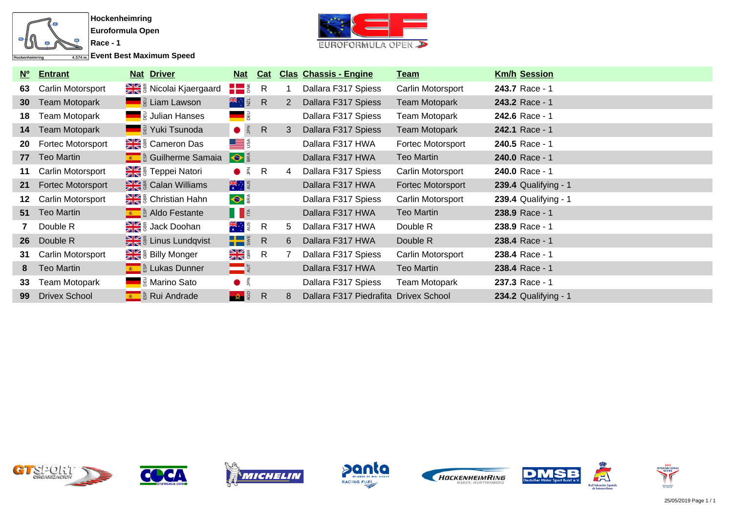Hockenheimring

Euroformula Open

Race - 1

Event Best Maximum Speed

| Nº | Entrant | Nat | Driver | Nat | Cat | Clas | Chassis - Engine | Team | Km/h | Session |
|---|---|---|---|---|---|---|---|---|---|---|
| 63 | Carlin Motorsport | GBR | Nicolai Kjaergaard | DNK | R | 1 | Dallara F317 Spiess | Carlin Motorsport | **243.7** | Race - 1 |
| 30 | Team Motopark | DEU | Liam Lawson | NZL | R | 2 | Dallara F317 Spiess | Team Motopark | **243.2** | Race - 1 |
| 18 | Team Motopark | DEU | Julian Hanses | DEU | | | Dallara F317 Spiess | Team Motopark | **242.6** | Race - 1 |
| 14 | Team Motopark | DEU | Yuki Tsunoda | JPN | R | 3 | Dallara F317 Spiess | Team Motopark | **242.1** | Race - 1 |
| 20 | Fortec Motorsport | GBR | Cameron Das | USA | | | Dallara F317 HWA | Fortec Motorsport | **240.5** | Race - 1 |
| 77 | Teo Martin | ESP | Guilherme Samaia | BRA | | | Dallara F317 HWA | Teo Martin | **240.0** | Race - 1 |
| 11 | Carlin Motorsport | GBR | Teppei Natori | JPN | R | 4 | Dallara F317 Spiess | Carlin Motorsport | **240.0** | Race - 1 |
| 21 | Fortec Motorsport | GBR | Calan Williams | AUS | | | Dallara F317 HWA | Fortec Motorsport | **239.4** | Qualifying - 1 |
| 12 | Carlin Motorsport | GBR | Christian Hahn | BRA | | | Dallara F317 Spiess | Carlin Motorsport | **239.4** | Qualifying - 1 |
| 51 | Teo Martin | ESP | Aldo Festante | ITA | | | Dallara F317 HWA | Teo Martin | **238.9** | Race - 1 |
| 7 | Double R | GBR | Jack Doohan | AUS | R | 5 | Dallara F317 HWA | Double R | **238.9** | Race - 1 |
| 26 | Double R | GBR | Linus Lundqvist | SWE | R | 6 | Dallara F317 HWA | Double R | **238.4** | Race - 1 |
| 31 | Carlin Motorsport | GBR | Billy Monger | GBR | R | 7 | Dallara F317 Spiess | Carlin Motorsport | **238.4** | Race - 1 |
| 8 | Teo Martin | ESP | Lukas Dunner | AUT | | | Dallara F317 HWA | Teo Martin | **238.4** | Race - 1 |
| 33 | Team Motopark | DEU | Marino Sato | JPN | | | Dallara F317 Spiess | Team Motopark | **237.3** | Race - 1 |
| 99 | Drivex School | ESP | Rui Andrade | AGO | R | 8 | Dallara F317 Piedrafita | Drivex School | **234.2** | Qualifying - 1 |

25/05/2019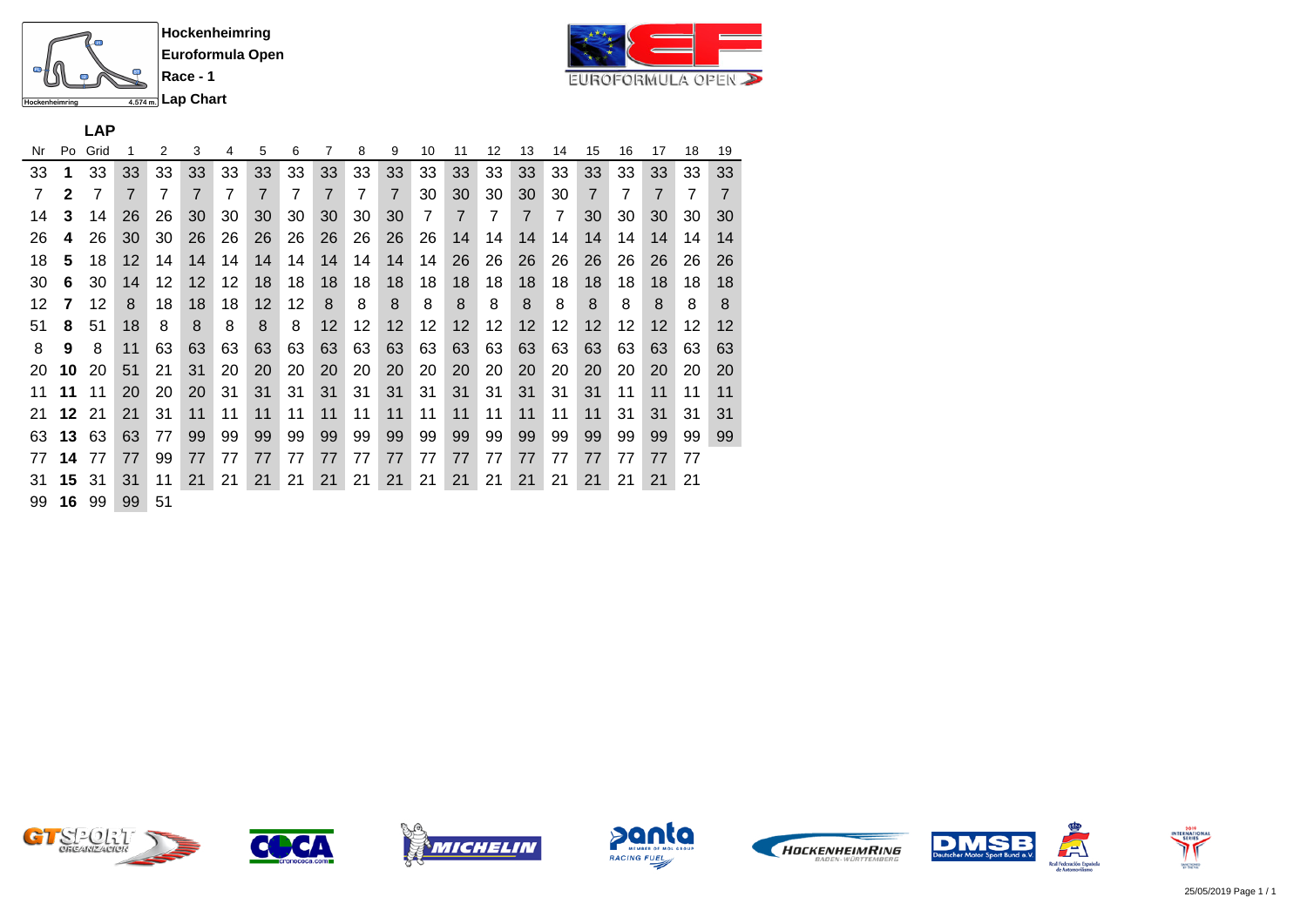Hockenheimring

Euroformula Open

Race - 1

Lap Chart

| Nr | Po | Grid | 1 | 2 | 3 | 4 | 5 | 6 | 7 | 8 | 9 | 10 | 11 | 12 | 13 | 14 | 15 | 16 | 17 | 18 | 19 |
|---|---|---|---|---|---|---|---|---|---|---|---|---|---|---|---|---|---|---|---|---|---|
| 33 | **1** | 33 | 33 | 33 | 33 | 33 | 33 | 33 | 33 | 33 | 33 | 33 | 33 | 33 | 33 | 33 | 33 | 33 | 33 | 33 | 33 |
| 7 | **2** | 7 | 7 | 7 | 7 | 7 | 7 | 7 | 7 | 7 | 7 | 30 | 30 | 30 | 30 | 30 | 7 | 7 | 7 | 7 | 7 |
| 14 | **3** | 14 | 26 | 26 | 30 | 30 | 30 | 30 | 30 | 30 | 30 | 7 | 7 | 7 | 7 | 7 | 30 | 30 | 30 | 30 | 30 |
| 26 | **4** | 26 | 30 | 30 | 26 | 26 | 26 | 26 | 26 | 26 | 26 | 26 | 14 | 14 | 14 | 14 | 14 | 14 | 14 | 14 | 14 |
| 18 | **5** | 18 | 12 | 14 | 14 | 14 | 14 | 14 | 14 | 14 | 14 | 14 | 26 | 26 | 26 | 26 | 26 | 26 | 26 | 26 | 26 |
| 30 | **6** | 30 | 14 | 12 | 12 | 12 | 18 | 18 | 18 | 18 | 18 | 18 | 18 | 18 | 18 | 18 | 18 | 18 | 18 | 18 | 18 |
| 12 | **7** | 12 | 8 | 18 | 18 | 18 | 12 | 12 | 8 | 8 | 8 | 8 | 8 | 8 | 8 | 8 | 8 | 8 | 8 | 8 | 8 |
| 51 | **8** | 51 | 18 | 8 | 8 | 8 | 8 | 8 | 12 | 12 | 12 | 12 | 12 | 12 | 12 | 12 | 12 | 12 | 12 | 12 | 12 |
| 8 | **9** | 8 | 11 | 63 | 63 | 63 | 63 | 63 | 63 | 63 | 63 | 63 | 63 | 63 | 63 | 63 | 63 | 63 | 63 | 63 | 63 |
| 20 | **10** | 20 | 51 | 21 | 31 | 20 | 20 | 20 | 20 | 20 | 20 | 20 | 20 | 20 | 20 | 20 | 20 | 20 | 20 | 20 | 20 |
| 11 | **11** | 11 | 20 | 20 | 20 | 31 | 31 | 31 | 31 | 31 | 31 | 31 | 31 | 31 | 31 | 31 | 31 | 11 | 11 | 11 | 11 |
| 21 | **12** | 21 | 21 | 31 | 11 | 11 | 11 | 11 | 11 | 11 | 11 | 11 | 11 | 11 | 11 | 11 | 11 | 31 | 31 | 31 | 31 |
| 63 | **13** | 63 | 63 | 77 | 99 | 99 | 99 | 99 | 99 | 99 | 99 | 99 | 99 | 99 | 99 | 99 | 99 | 99 | 99 | 99 | 99 |
| 77 | **14** | 77 | 77 | 99 | 77 | 77 | 77 | 77 | 77 | 77 | 77 | 77 | 77 | 77 | 77 | 77 | 77 | 77 | 77 | 77 | |
| 31 | **15** | 31 | 31 | 11 | 21 | 21 | 21 | 21 | 21 | 21 | 21 | 21 | 21 | 21 | 21 | 21 | 21 | 21 | 21 | 21 | |
| 99 | **16** | 99 | 99 | 51 | | | | | | | | | | | | | | | | | |

25/05/2019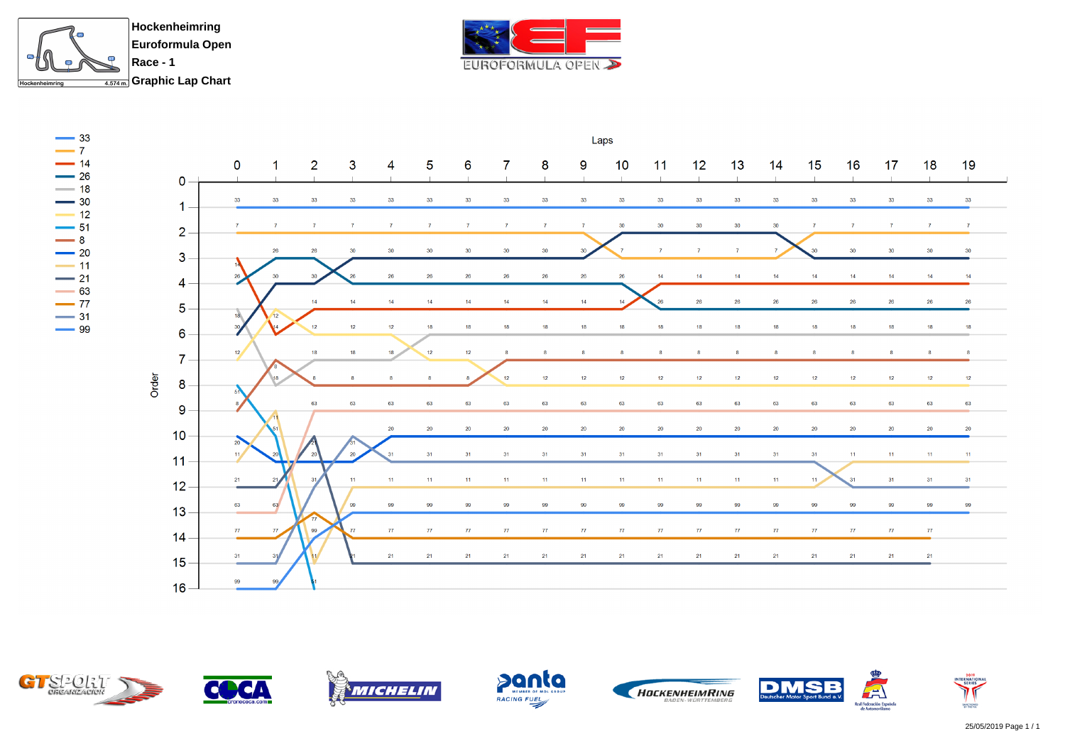**Hockenheimring**
**Euroformula Open**
**Race - 1**
**Graphic Lap Chart**

Hockenheimring 4.574 m.

EUROFORMULA OPEN

Legend: 33, 7, 14, 26, 18, 30, 12, 51, 8, 20, 11, 21, 63, 77, 31, 99

Laps

| Order | 0 | 1 | 2 | 3 | 4 | 5 | 6 | 7 | 8 | 9 | 10 | 11 | 12 | 13 | 14 | 15 | 16 | 17 | 18 | 19 |
|---|---|---|---|---|---|---|---|---|---|---|---|---|---|---|---|---|---|---|---|---|
| 1 | 33 | 33 | 33 | 33 | 33 | 33 | 33 | 33 | 33 | 33 | 33 | 33 | 33 | 33 | 33 | 33 | 33 | 33 | 33 | 33 |
| 2 | 7 | 7 | 7 | 7 | 7 | 7 | 7 | 7 | 7 | 7 | 30 | 30 | 30 | 30 | 30 | 7 | 7 | 7 | 7 | 7 |
| 3 | 14 | 26 | 26 | 30 | 30 | 30 | 30 | 30 | 30 | 30 | 7 | 7 | 7 | 7 | 7 | 30 | 30 | 30 | 30 | 30 |
| 4 | 26 | 30 | 30 | 26 | 26 | 26 | 26 | 26 | 26 | 26 | 26 | 14 | 14 | 14 | 14 | 14 | 14 | 14 | 14 | 14 |
| 5 | 18 | 12 | 14 | 14 | 14 | 14 | 14 | 14 | 14 | 14 | 14 | 26 | 26 | 26 | 26 | 26 | 26 | 26 | 26 | 26 |
| 6 | 30 | 14 | 12 | 12 | 12 | 18 | 18 | 18 | 18 | 18 | 18 | 18 | 18 | 18 | 18 | 18 | 18 | 18 | 18 | 18 |
| 7 | 12 | 8 | 18 | 18 | 18 | 12 | 12 | 8 | 8 | 8 | 8 | 8 | 8 | 8 | 8 | 8 | 8 | 8 | 8 | 8 |
| 8 | 51 | 18 | 8 | 8 | 8 | 8 | 8 | 12 | 12 | 12 | 12 | 12 | 12 | 12 | 12 | 12 | 12 | 12 | 12 | 12 |
| 9 | 8 | 11 | 63 | 63 | 63 | 63 | 63 | 63 | 63 | 63 | 63 | 63 | 63 | 63 | 63 | 63 | 63 | 63 | 63 | 63 |
| 10 | 20 | 51 | 21 | 31 | 20 | 20 | 20 | 20 | 20 | 20 | 20 | 20 | 20 | 20 | 20 | 20 | 20 | 20 | 20 | 20 |
| 11 | 11 | 20 | 20 | 20 | 31 | 31 | 31 | 31 | 31 | 31 | 31 | 31 | 31 | 31 | 31 | 31 | 11 | 11 | 11 | 11 |
| 12 | 21 | 21 | 31 | 11 | 11 | 11 | 11 | 11 | 11 | 11 | 11 | 11 | 11 | 11 | 11 | 11 | 31 | 31 | 31 | 31 |
| 13 | 63 | 63 | 77 | 99 | 99 | 99 | 99 | 99 | 99 | 99 | 99 | 99 | 99 | 99 | 99 | 99 | 99 | 99 | 99 | 99 |
| 14 | 77 | 77 | 99 | 77 | 77 | 77 | 77 | 77 | 77 | 77 | 77 | 77 | 77 | 77 | 77 | 77 | 77 | 77 | 77 | |
| 15 | 31 | 31 | 11 | 21 | 21 | 21 | 21 | 21 | 21 | 21 | 21 | 21 | 21 | 21 | 21 | 21 | 21 | 21 | 21 | |
| 16 | 99 | 99 | 51 | | | | | | | | | | | | | | | | | |

25/05/2019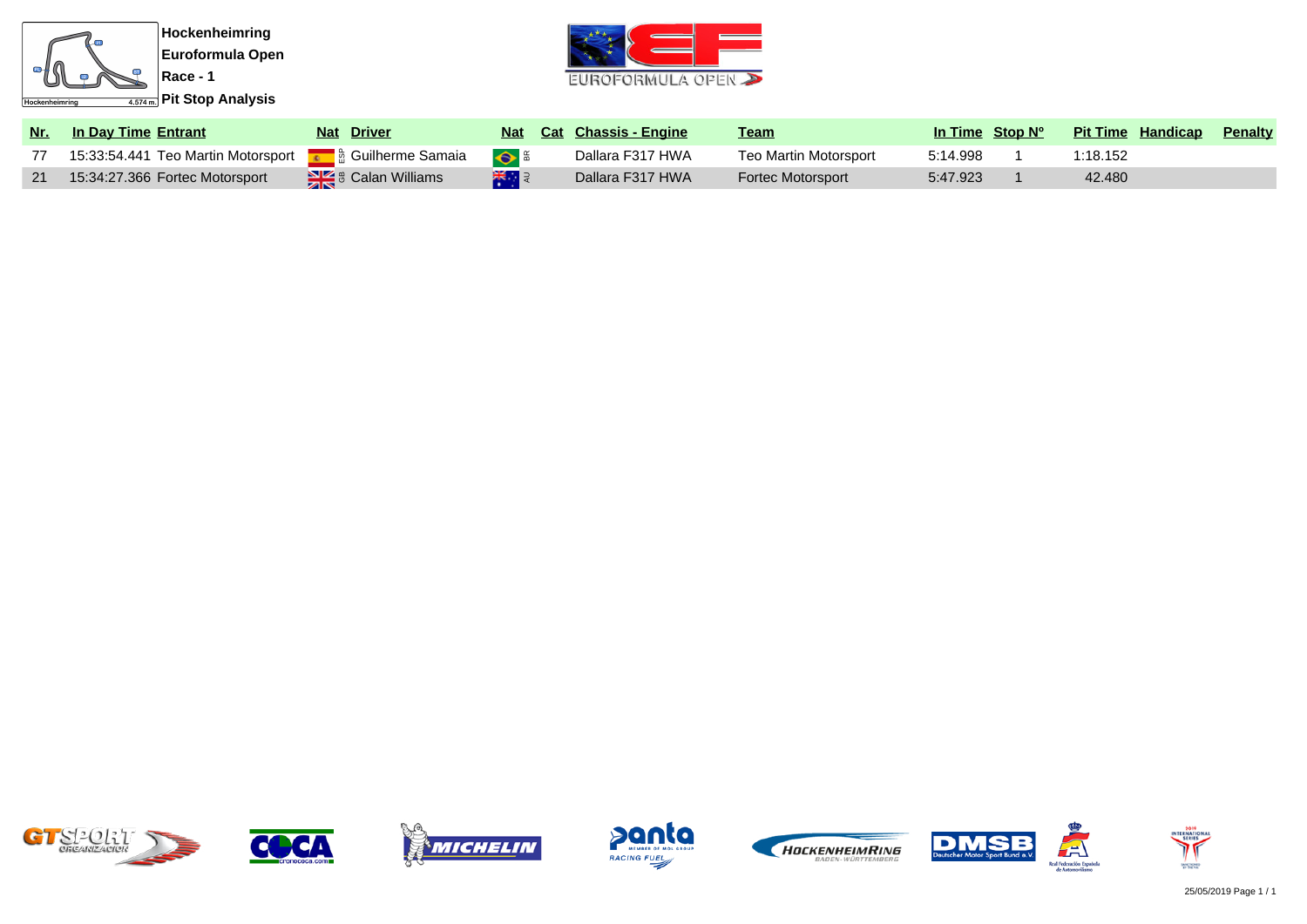**Hockenheimring**
**Euroformula Open**
**Race - 1**
**Pit Stop Analysis**

| Nr. | In Day Time | Entrant | Nat | Driver | Nat | Cat | Chassis - Engine | Team | In Time | Stop Nº | Pit Time | Handicap | Penalty |
|---|---|---|---|---|---|---|---|---|---|---|---|---|---|
| 77 | 15:33:54.441 | Teo Martin Motorsport | ESP | Guilherme Samaia | BR | | Dallara F317 HWA | Teo Martin Motorsport | 5:14.998 | 1 | 1:18.152 | | |
| 21 | 15:34:27.366 | Fortec Motorsport | GB | Calan Williams | AU | | Dallara F317 HWA | Fortec Motorsport | 5:47.923 | 1 | 42.480 | | |

25/05/2019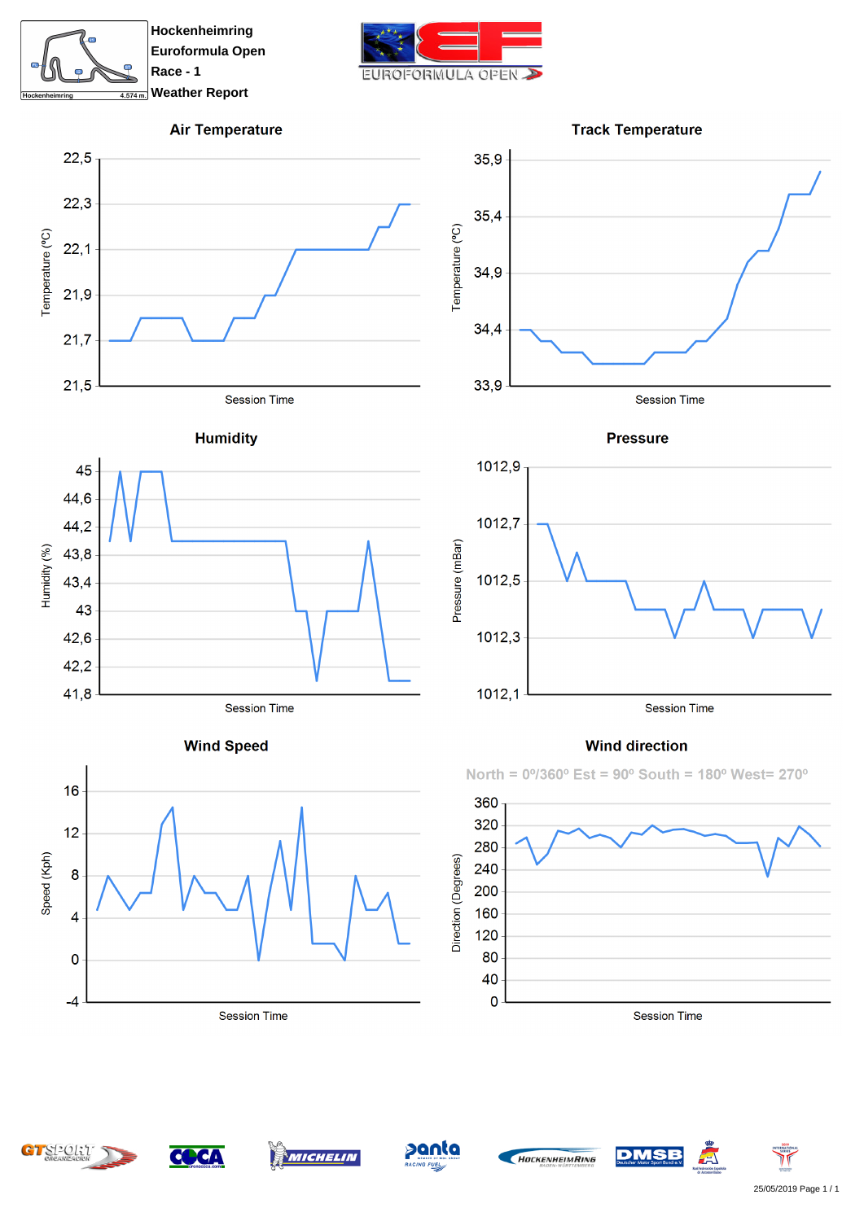Hockenheimring
Euroformula Open
Race - 1
Weather Report

Hockenheimring 4.574 m.

EUROFORMULA OPEN

## Air Temperature

Temperature (ºC)

22,5
22,3
22,1
21,9
21,7
21,5

Session Time

## Track Temperature

Temperature (ºC)

35,9
35,4
34,9
34,4
33,9

Session Time

## Humidity

Humidity (%)

45
44,6
44,2
43,8
43,4
43
42,6
42,2
41,8

Session Time

## Pressure

Pressure (mBar)

1012,9
1012,7
1012,5
1012,3
1012,1

Session Time

## Wind Speed

Speed (Kph)

16
12
8
4
0
-4

Session Time

## Wind direction

North = 0º/360º Est = 90º South = 180º West= 270º

Direction (Degrees)

360
320
280
240
200
160
120
80
40
0

Session Time

25/05/2019